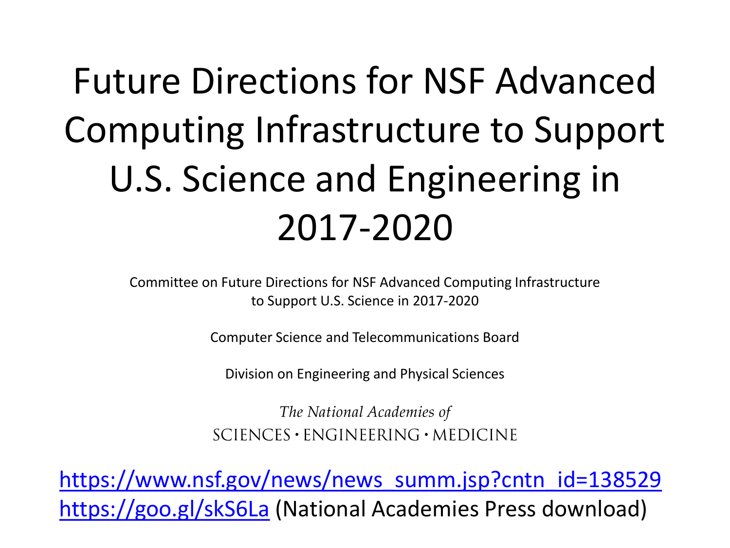# Future Directions for NSF Advanced Computing Infrastructure to Support U.S. Science and Engineering in 2017-2020

Committee on Future Directions for NSF Advanced Computing Infrastructure to Support U.S. Science in 2017-2020

Computer Science and Telecommunications Board

Division on Engineering and Physical Sciences

*The National Academies of*
SCIENCES · ENGINEERING · MEDICINE

https://www.nsf.gov/news/news_summ.jsp?cntn_id=138529
https://goo.gl/skS6La (National Academies Press download)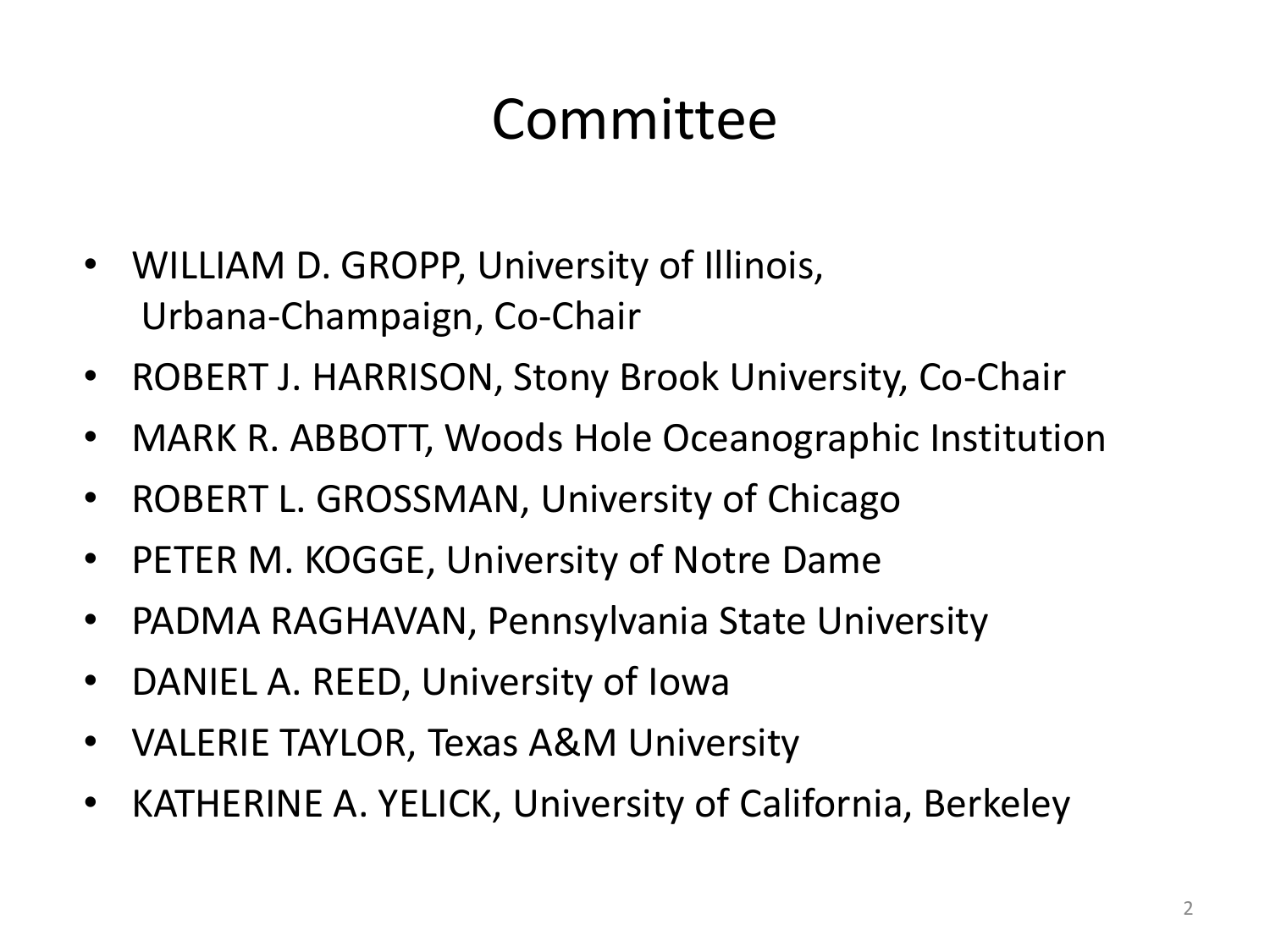# Committee

- WILLIAM D. GROPP, University of Illinois, Urbana-Champaign, Co-Chair
- ROBERT J. HARRISON, Stony Brook University, Co-Chair
- MARK R. ABBOTT, Woods Hole Oceanographic Institution
- ROBERT L. GROSSMAN, University of Chicago
- PETER M. KOGGE, University of Notre Dame
- PADMA RAGHAVAN, Pennsylvania State University
- DANIEL A. REED, University of Iowa
- VALERIE TAYLOR, Texas A&M University
- KATHERINE A. YELICK, University of California, Berkeley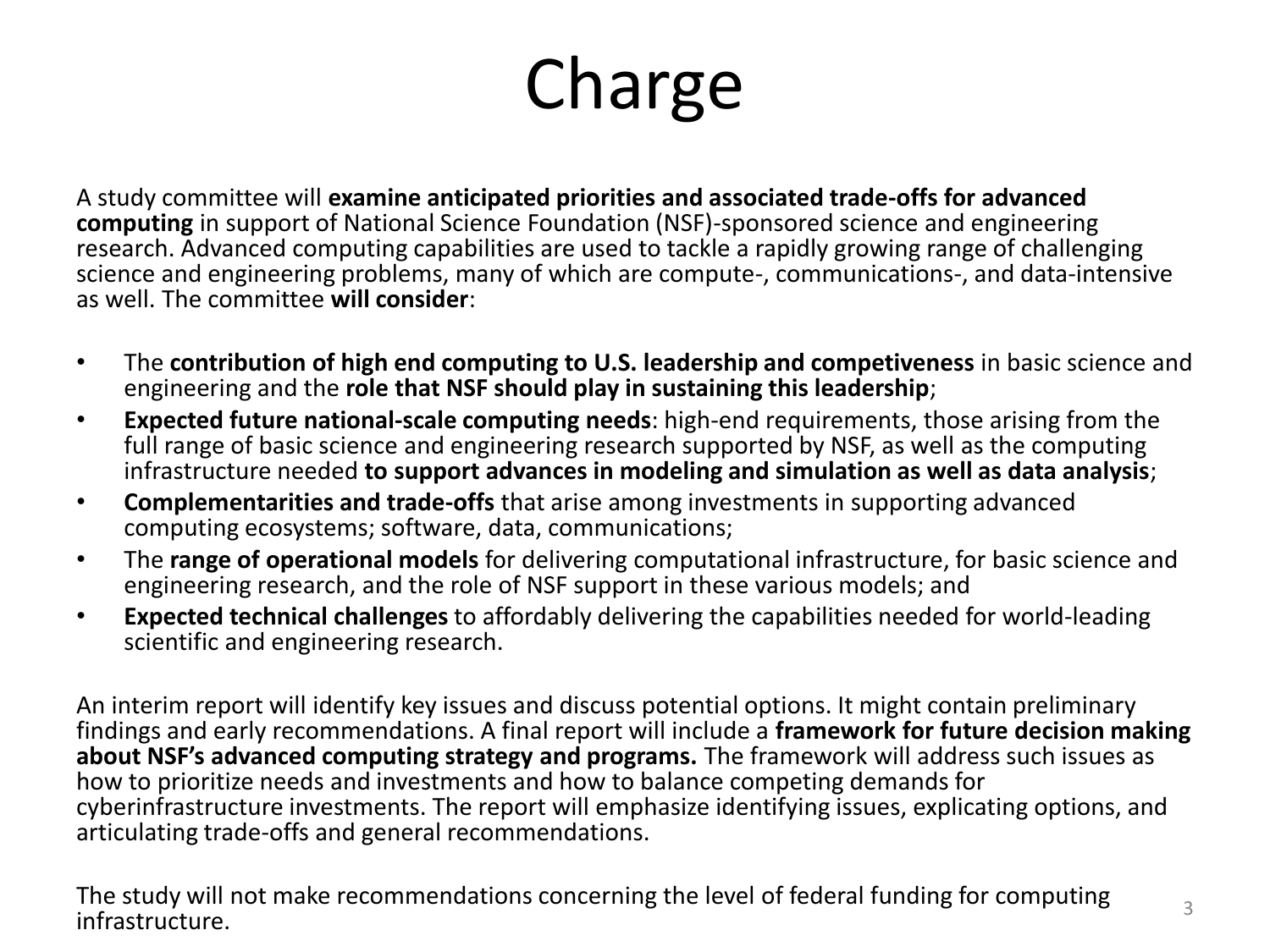# Charge

A study committee will **examine anticipated priorities and associated trade-offs for advanced computing** in support of National Science Foundation (NSF)-sponsored science and engineering research. Advanced computing capabilities are used to tackle a rapidly growing range of challenging science and engineering problems, many of which are compute-, communications-, and data-intensive as well. The committee **will consider**:

- The **contribution of high end computing to U.S. leadership and competiveness** in basic science and engineering and the **role that NSF should play in sustaining this leadership**;
- **Expected future national-scale computing needs**: high-end requirements, those arising from the full range of basic science and engineering research supported by NSF, as well as the computing infrastructure needed **to support advances in modeling and simulation as well as data analysis**;
- **Complementarities and trade-offs** that arise among investments in supporting advanced computing ecosystems; software, data, communications;
- The **range of operational models** for delivering computational infrastructure, for basic science and engineering research, and the role of NSF support in these various models; and
- **Expected technical challenges** to affordably delivering the capabilities needed for world-leading scientific and engineering research.

An interim report will identify key issues and discuss potential options. It might contain preliminary findings and early recommendations. A final report will include a **framework for future decision making about NSF's advanced computing strategy and programs.** The framework will address such issues as how to prioritize needs and investments and how to balance competing demands for cyberinfrastructure investments. The report will emphasize identifying issues, explicating options, and articulating trade-offs and general recommendations.

The study will not make recommendations concerning the level of federal funding for computing infrastructure.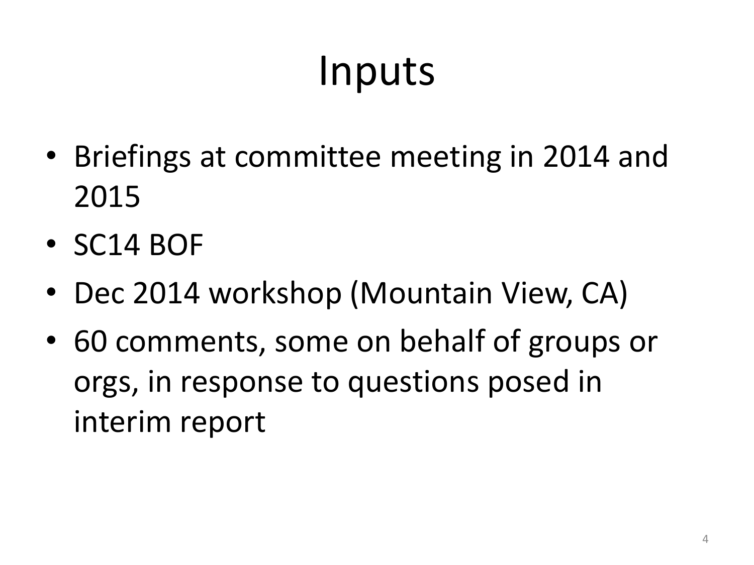# Inputs

- Briefings at committee meeting in 2014 and 2015
- SC14 BOF
- Dec 2014 workshop (Mountain View, CA)
- 60 comments, some on behalf of groups or orgs, in response to questions posed in interim report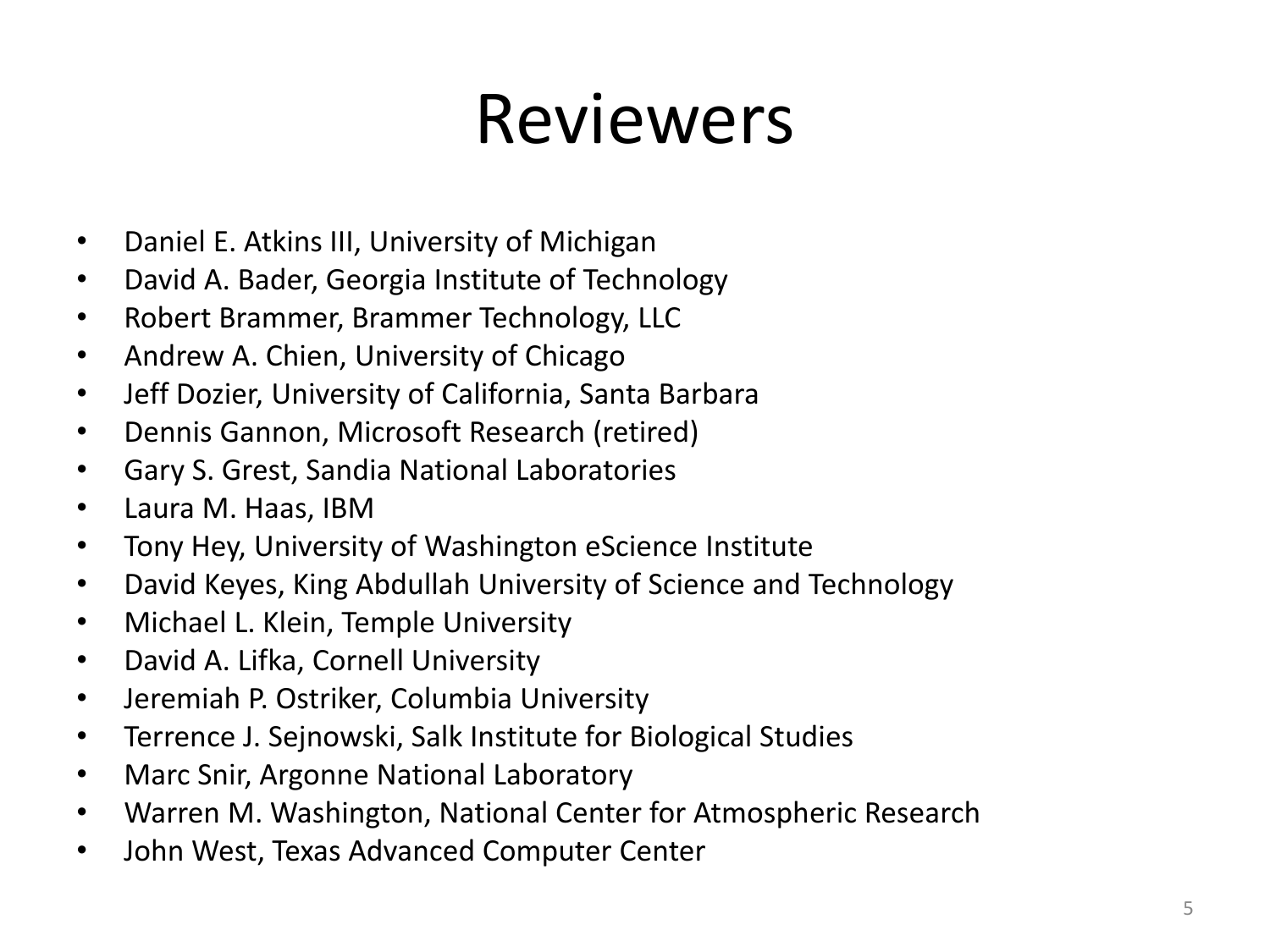# Reviewers

- Daniel E. Atkins III, University of Michigan
- David A. Bader, Georgia Institute of Technology
- Robert Brammer, Brammer Technology, LLC
- Andrew A. Chien, University of Chicago
- Jeff Dozier, University of California, Santa Barbara
- Dennis Gannon, Microsoft Research (retired)
- Gary S. Grest, Sandia National Laboratories
- Laura M. Haas, IBM
- Tony Hey, University of Washington eScience Institute
- David Keyes, King Abdullah University of Science and Technology
- Michael L. Klein, Temple University
- David A. Lifka, Cornell University
- Jeremiah P. Ostriker, Columbia University
- Terrence J. Sejnowski, Salk Institute for Biological Studies
- Marc Snir, Argonne National Laboratory
- Warren M. Washington, National Center for Atmospheric Research
- John West, Texas Advanced Computer Center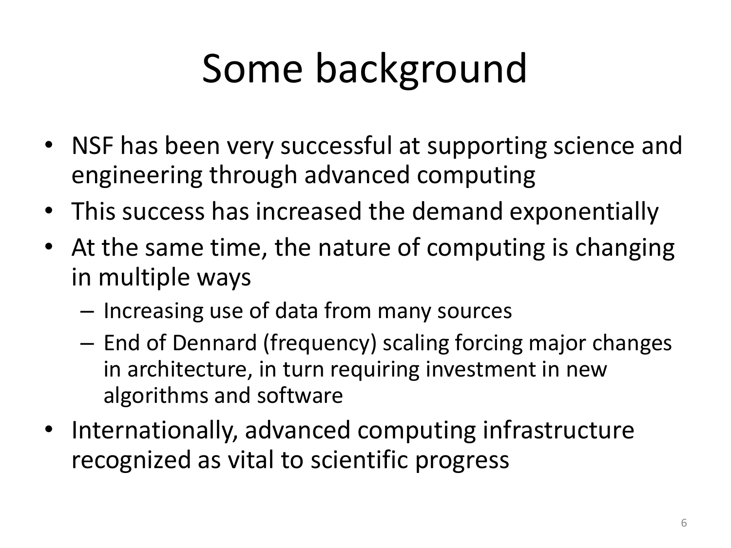# Some background

- NSF has been very successful at supporting science and engineering through advanced computing
- This success has increased the demand exponentially
- At the same time, the nature of computing is changing in multiple ways
  - Increasing use of data from many sources
  - End of Dennard (frequency) scaling forcing major changes in architecture, in turn requiring investment in new algorithms and software
- Internationally, advanced computing infrastructure recognized as vital to scientific progress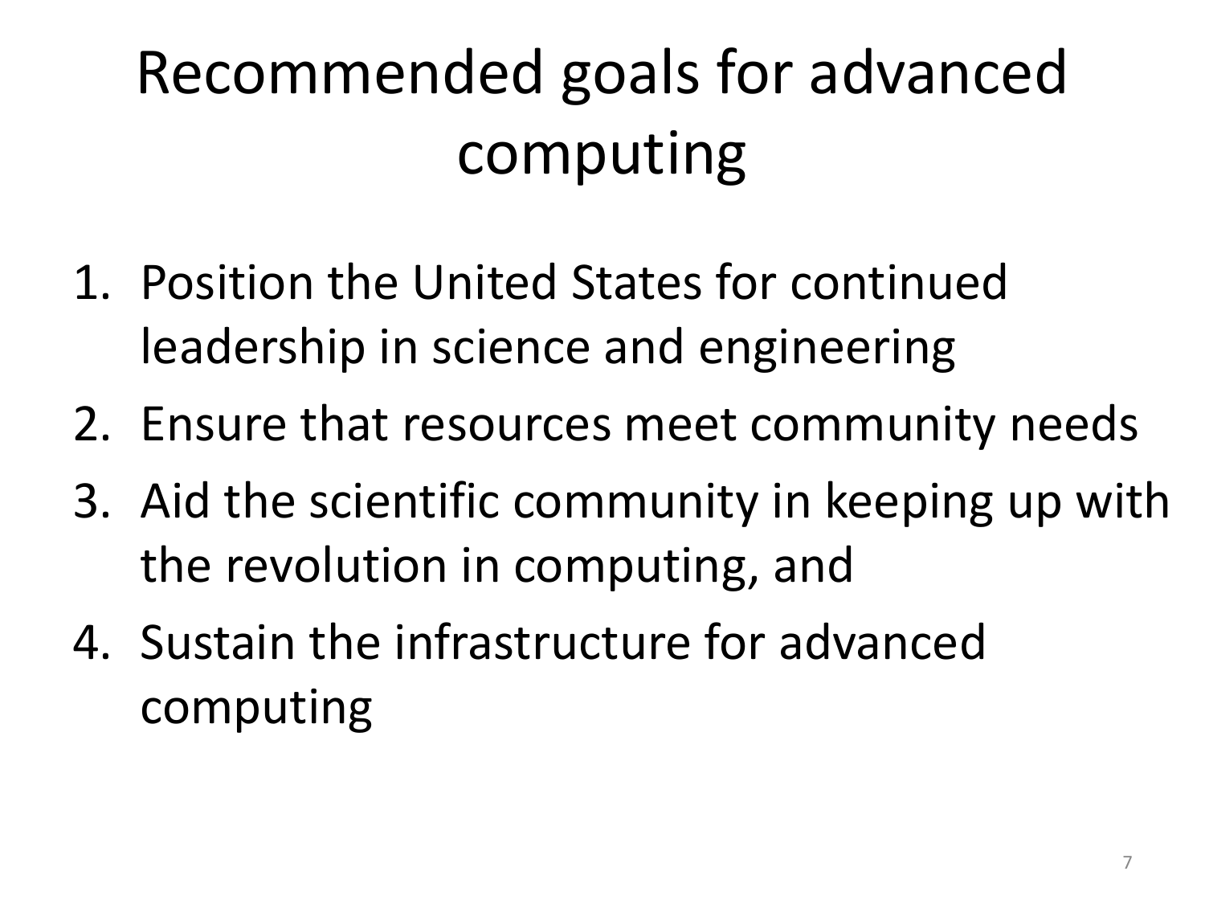# Recommended goals for advanced computing

1. Position the United States for continued leadership in science and engineering
2. Ensure that resources meet community needs
3. Aid the scientific community in keeping up with the revolution in computing, and
4. Sustain the infrastructure for advanced computing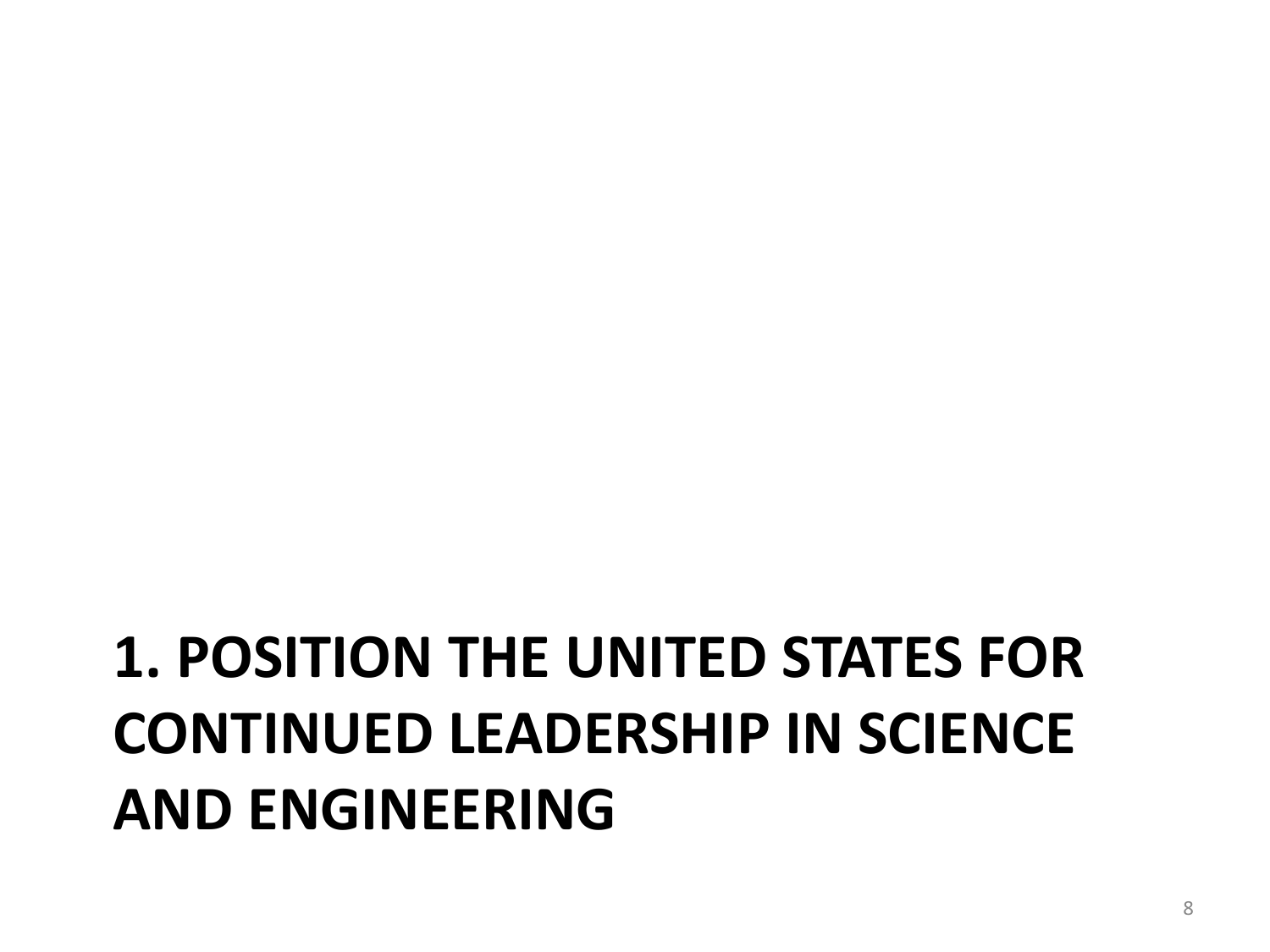# 1. POSITION THE UNITED STATES FOR CONTINUED LEADERSHIP IN SCIENCE AND ENGINEERING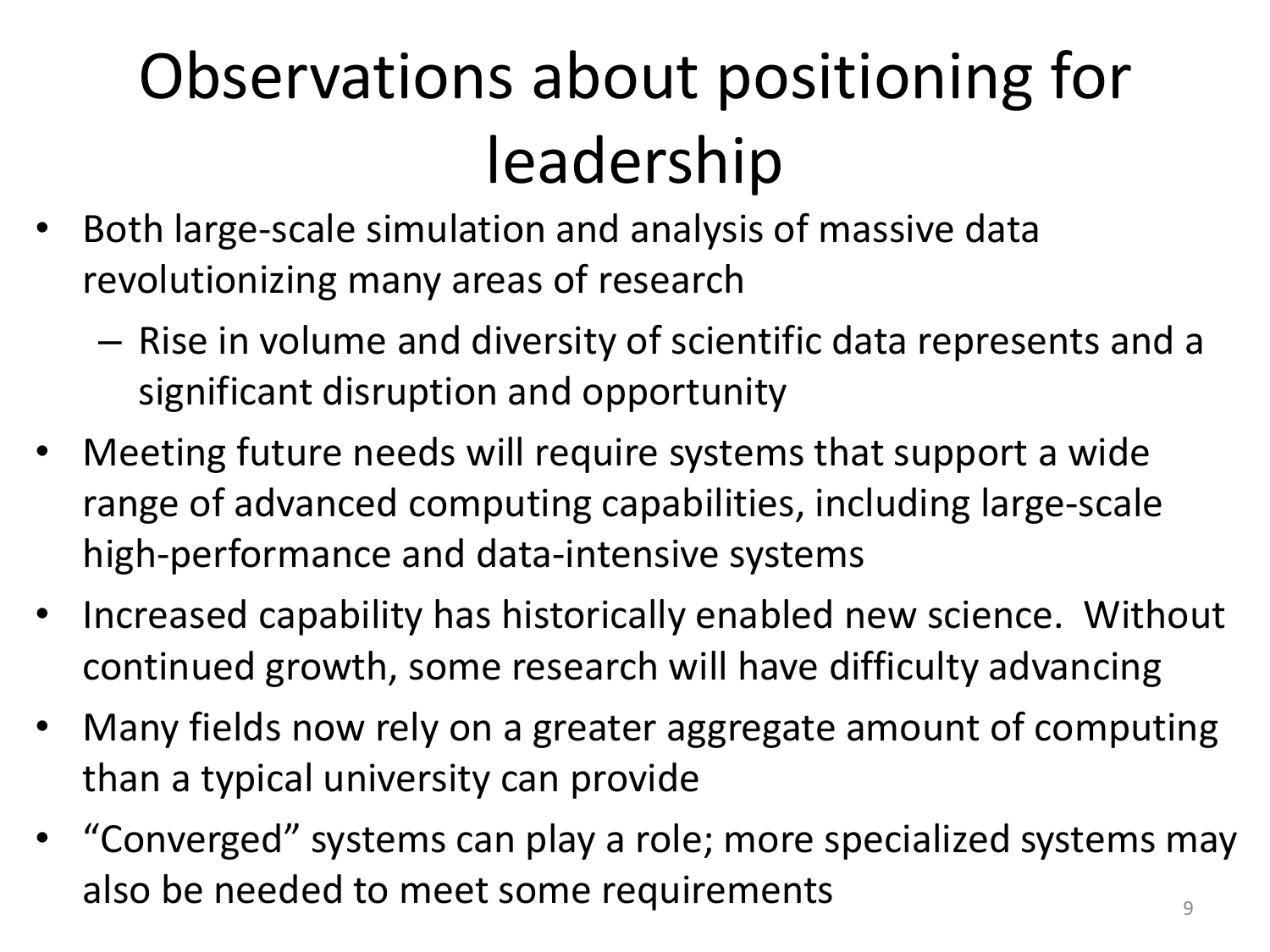# Observations about positioning for leadership

- Both large-scale simulation and analysis of massive data revolutionizing many areas of research
  - Rise in volume and diversity of scientific data represents and a significant disruption and opportunity
- Meeting future needs will require systems that support a wide range of advanced computing capabilities, including large-scale high-performance and data-intensive systems
- Increased capability has historically enabled new science. Without continued growth, some research will have difficulty advancing
- Many fields now rely on a greater aggregate amount of computing than a typical university can provide
- "Converged" systems can play a role; more specialized systems may also be needed to meet some requirements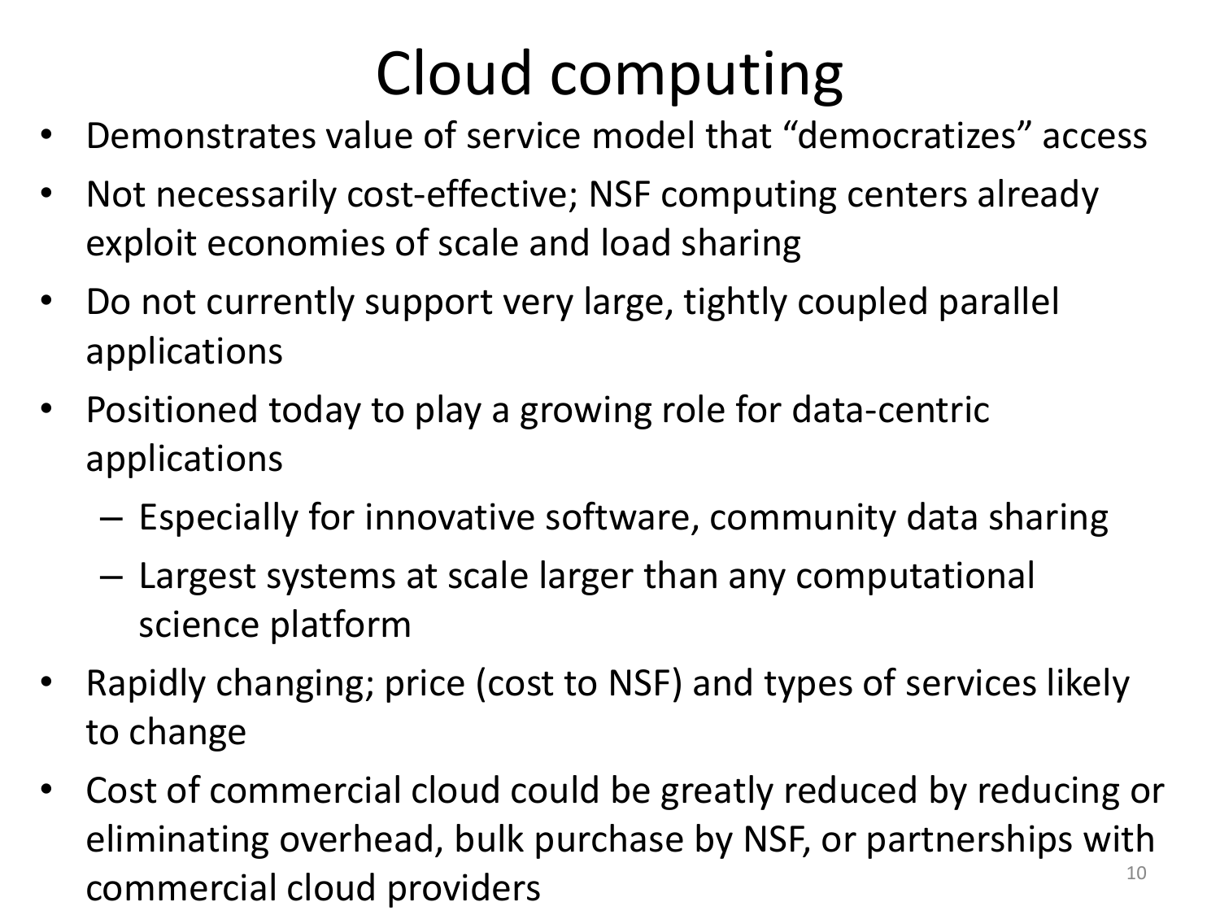# Cloud computing

- Demonstrates value of service model that "democratizes" access
- Not necessarily cost-effective; NSF computing centers already exploit economies of scale and load sharing
- Do not currently support very large, tightly coupled parallel applications
- Positioned today to play a growing role for data-centric applications
  - Especially for innovative software, community data sharing
  - Largest systems at scale larger than any computational science platform
- Rapidly changing; price (cost to NSF) and types of services likely to change
- Cost of commercial cloud could be greatly reduced by reducing or eliminating overhead, bulk purchase by NSF, or partnerships with commercial cloud providers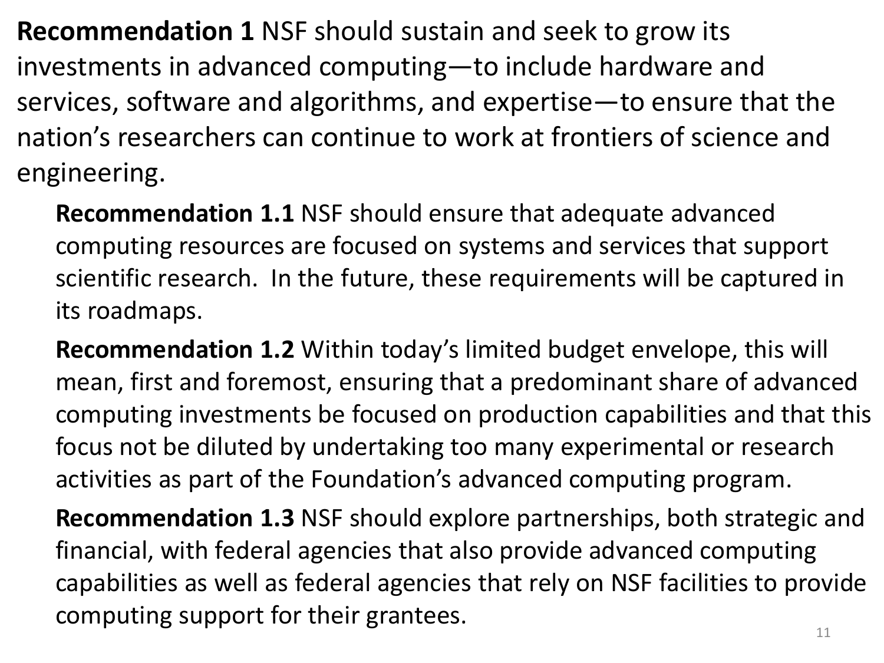**Recommendation 1** NSF should sustain and seek to grow its investments in advanced computing—to include hardware and services, software and algorithms, and expertise—to ensure that the nation's researchers can continue to work at frontiers of science and engineering.

**Recommendation 1.1** NSF should ensure that adequate advanced computing resources are focused on systems and services that support scientific research. In the future, these requirements will be captured in its roadmaps.

**Recommendation 1.2** Within today's limited budget envelope, this will mean, first and foremost, ensuring that a predominant share of advanced computing investments be focused on production capabilities and that this focus not be diluted by undertaking too many experimental or research activities as part of the Foundation's advanced computing program.

**Recommendation 1.3** NSF should explore partnerships, both strategic and financial, with federal agencies that also provide advanced computing capabilities as well as federal agencies that rely on NSF facilities to provide computing support for their grantees.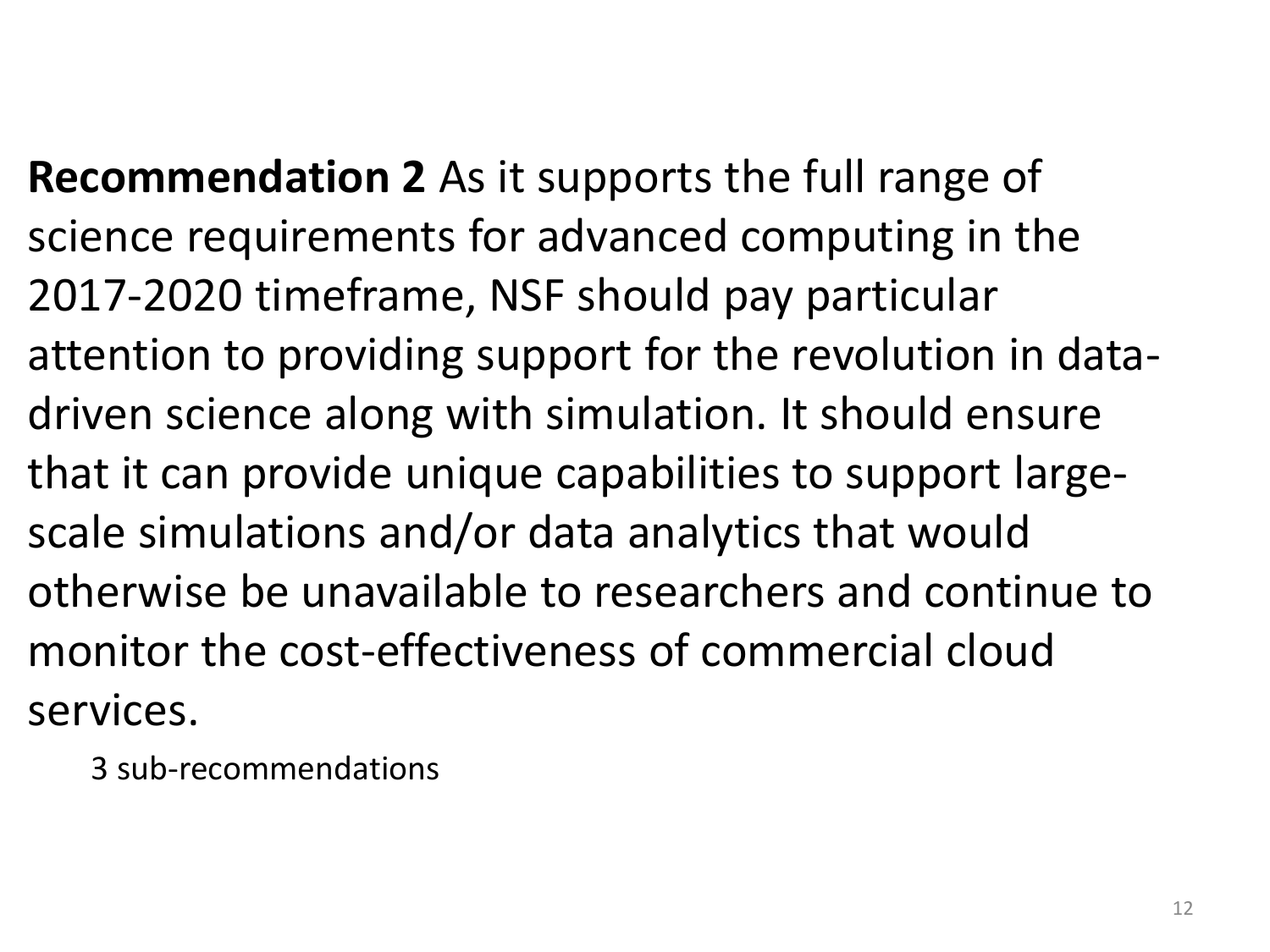**Recommendation 2** As it supports the full range of science requirements for advanced computing in the 2017-2020 timeframe, NSF should pay particular attention to providing support for the revolution in data-driven science along with simulation. It should ensure that it can provide unique capabilities to support large-scale simulations and/or data analytics that would otherwise be unavailable to researchers and continue to monitor the cost-effectiveness of commercial cloud services.

3 sub-recommendations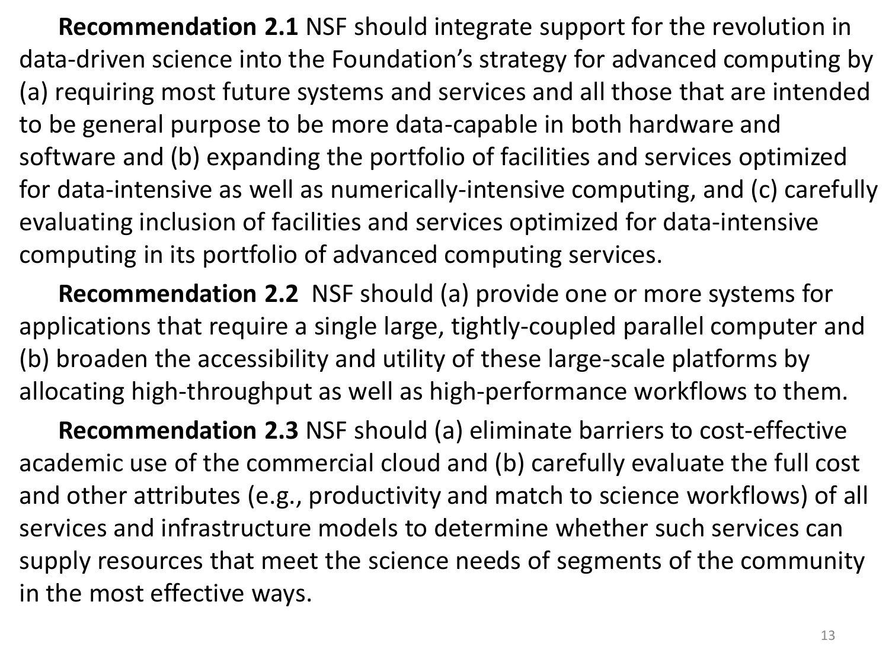**Recommendation 2.1** NSF should integrate support for the revolution in data-driven science into the Foundation's strategy for advanced computing by (a) requiring most future systems and services and all those that are intended to be general purpose to be more data-capable in both hardware and software and (b) expanding the portfolio of facilities and services optimized for data-intensive as well as numerically-intensive computing, and (c) carefully evaluating inclusion of facilities and services optimized for data-intensive computing in its portfolio of advanced computing services.

**Recommendation 2.2** NSF should (a) provide one or more systems for applications that require a single large, tightly-coupled parallel computer and (b) broaden the accessibility and utility of these large-scale platforms by allocating high-throughput as well as high-performance workflows to them.

**Recommendation 2.3** NSF should (a) eliminate barriers to cost-effective academic use of the commercial cloud and (b) carefully evaluate the full cost and other attributes (e.g., productivity and match to science workflows) of all services and infrastructure models to determine whether such services can supply resources that meet the science needs of segments of the community in the most effective ways.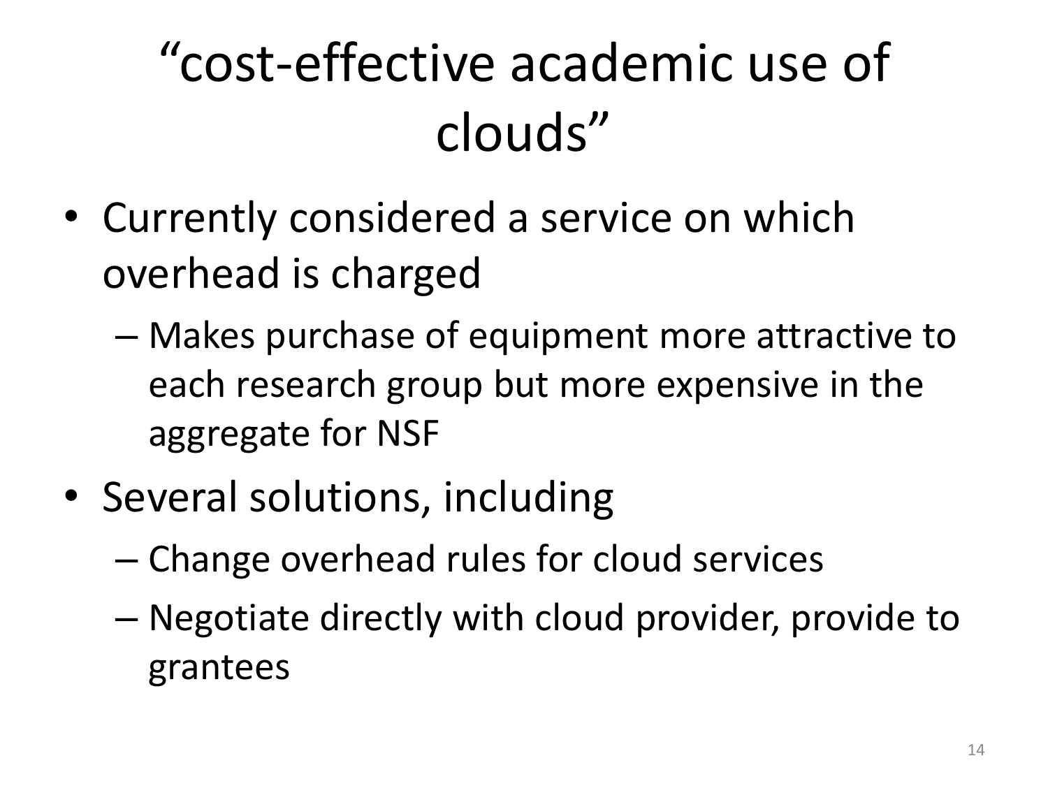# “cost-effective academic use of clouds”

- Currently considered a service on which overhead is charged
  - Makes purchase of equipment more attractive to each research group but more expensive in the aggregate for NSF
- Several solutions, including
  - Change overhead rules for cloud services
  - Negotiate directly with cloud provider, provide to grantees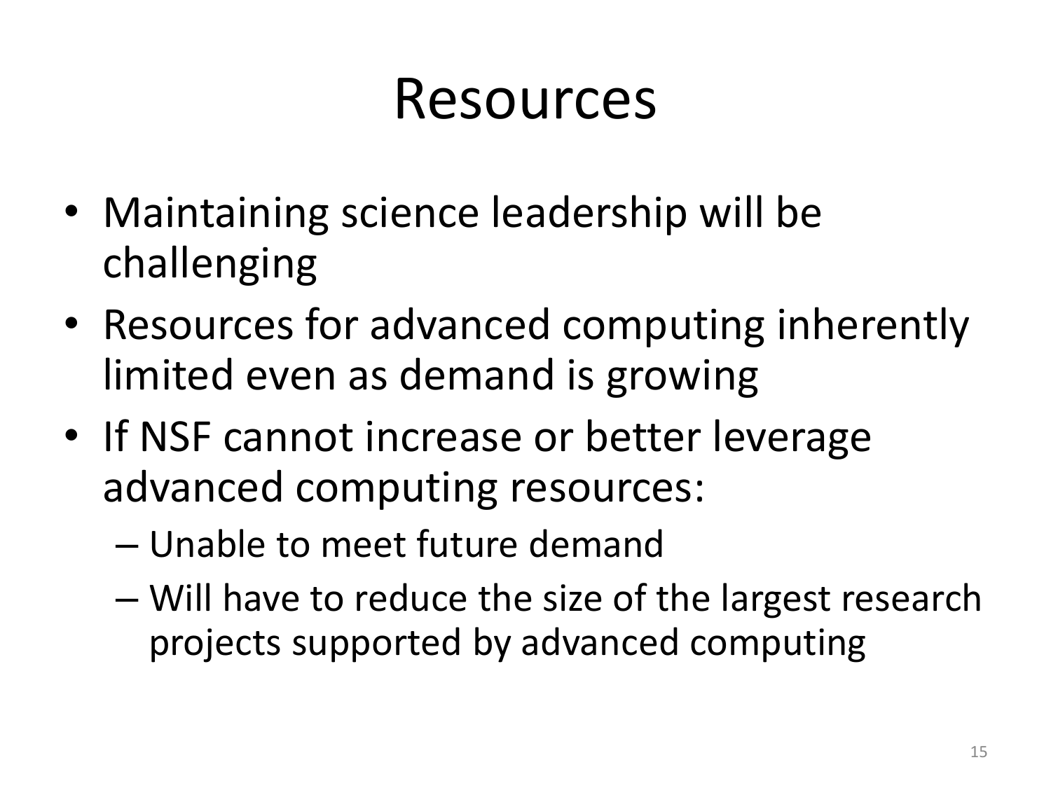# Resources

- Maintaining science leadership will be challenging
- Resources for advanced computing inherently limited even as demand is growing
- If NSF cannot increase or better leverage advanced computing resources:
  - Unable to meet future demand
  - Will have to reduce the size of the largest research projects supported by advanced computing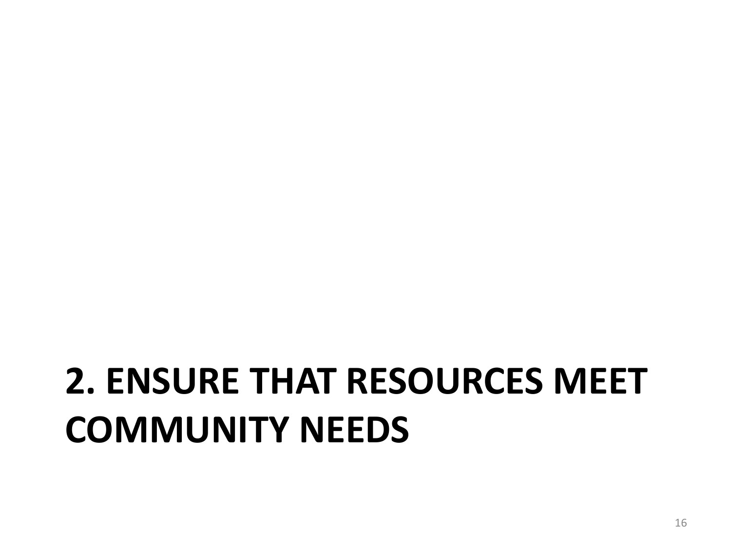# 2. ENSURE THAT RESOURCES MEET COMMUNITY NEEDS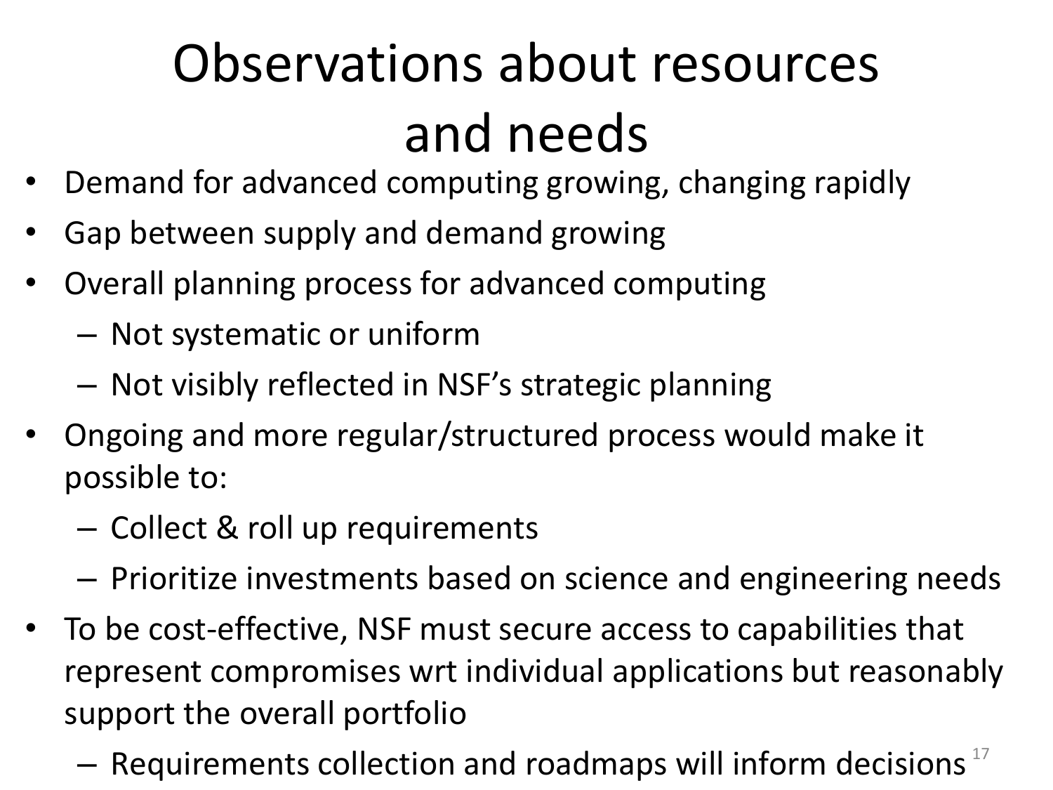# Observations about resources and needs

- Demand for advanced computing growing, changing rapidly
- Gap between supply and demand growing
- Overall planning process for advanced computing
  - Not systematic or uniform
  - Not visibly reflected in NSF's strategic planning
- Ongoing and more regular/structured process would make it possible to:
  - Collect & roll up requirements
  - Prioritize investments based on science and engineering needs
- To be cost-effective, NSF must secure access to capabilities that represent compromises wrt individual applications but reasonably support the overall portfolio
  - Requirements collection and roadmaps will inform decisions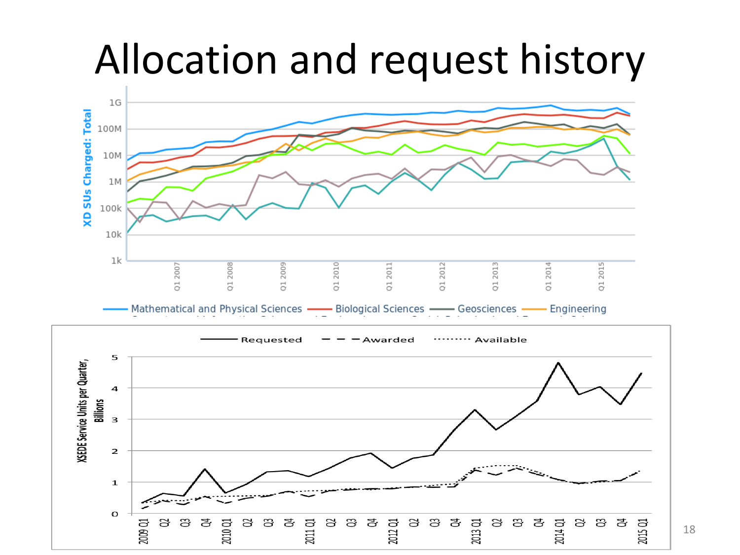# Allocation and request history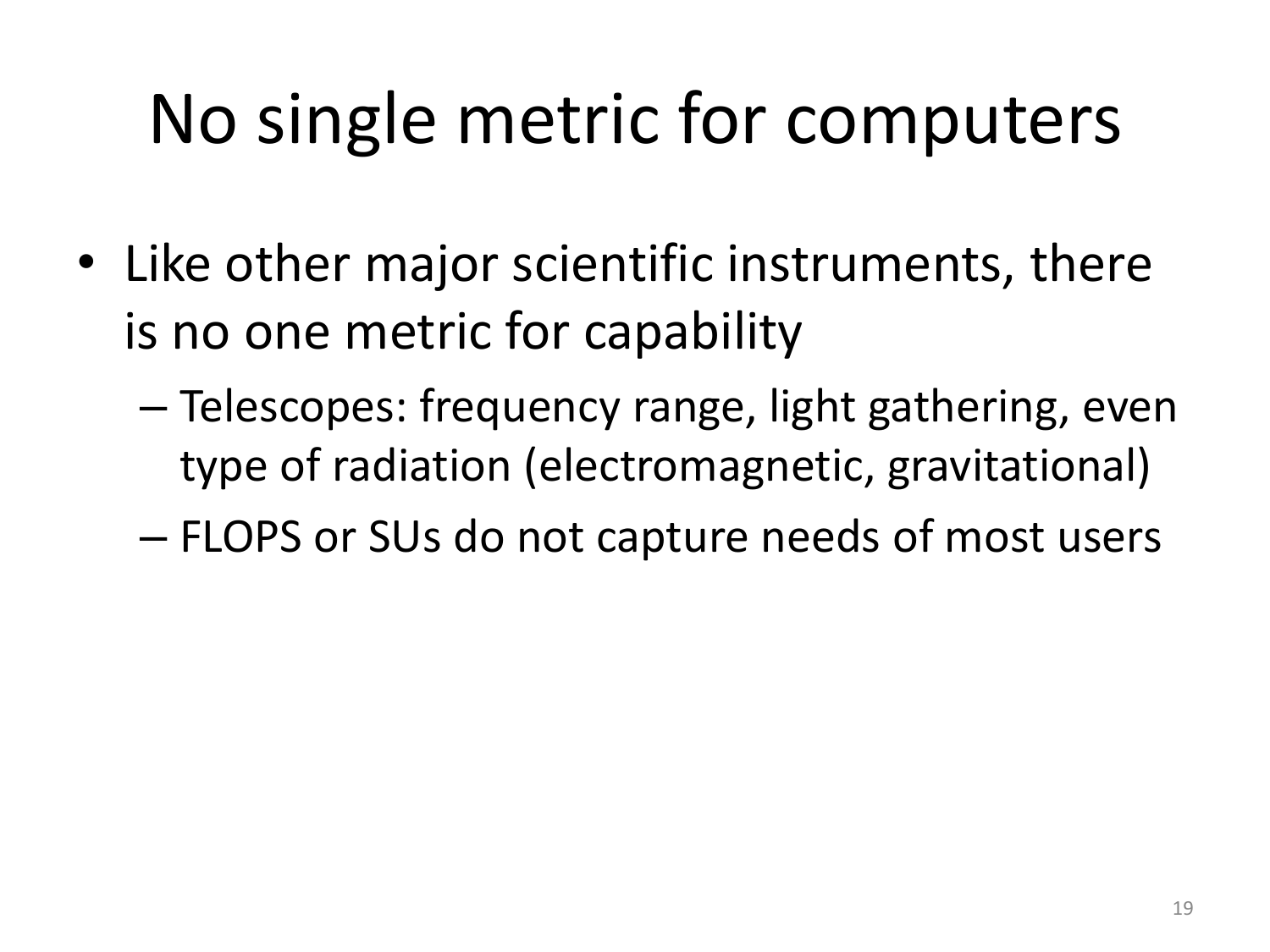# No single metric for computers

- Like other major scientific instruments, there is no one metric for capability
  - Telescopes: frequency range, light gathering, even type of radiation (electromagnetic, gravitational)
  - FLOPS or SUs do not capture needs of most users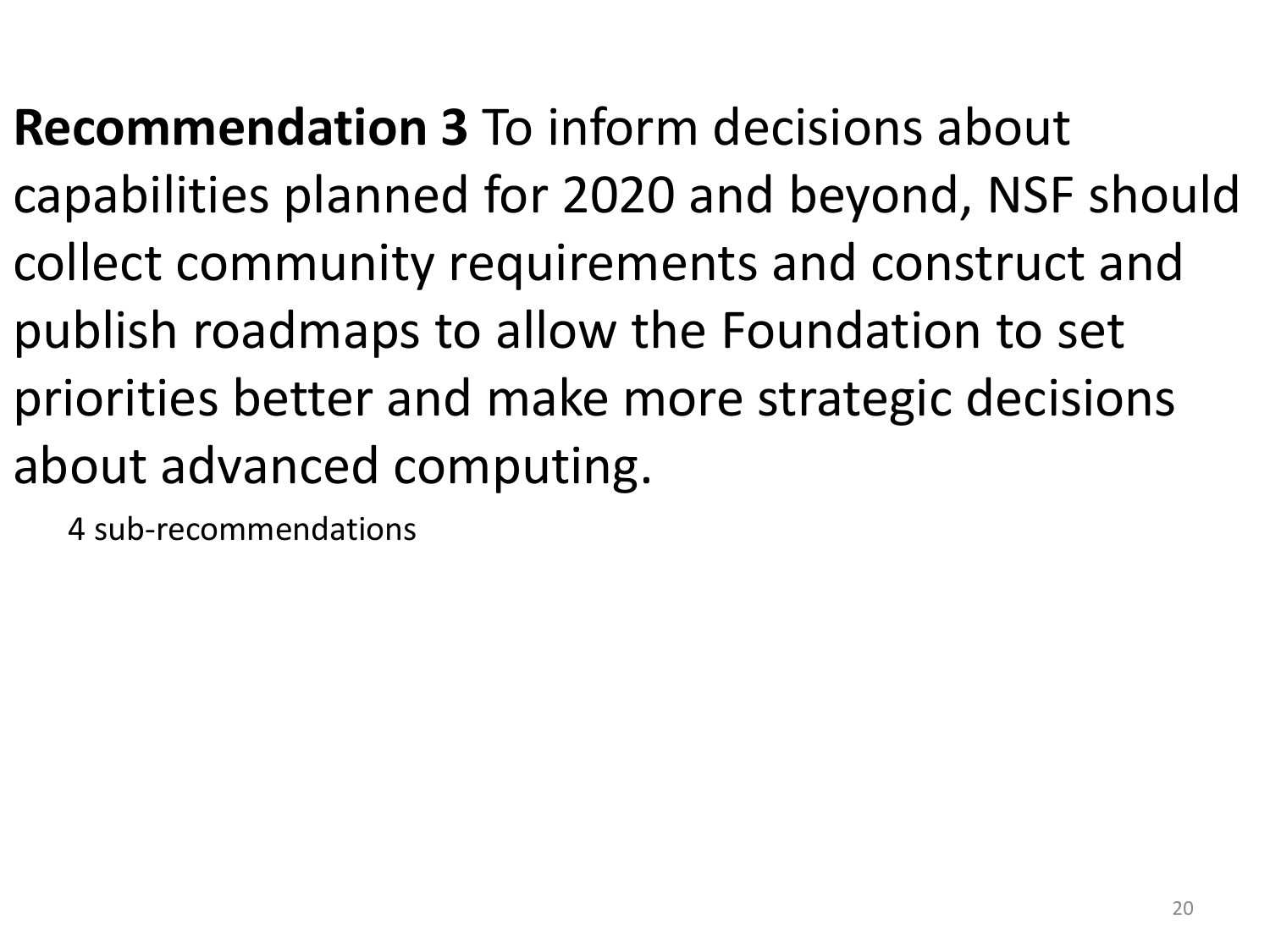**Recommendation 3** To inform decisions about capabilities planned for 2020 and beyond, NSF should collect community requirements and construct and publish roadmaps to allow the Foundation to set priorities better and make more strategic decisions about advanced computing.

4 sub-recommendations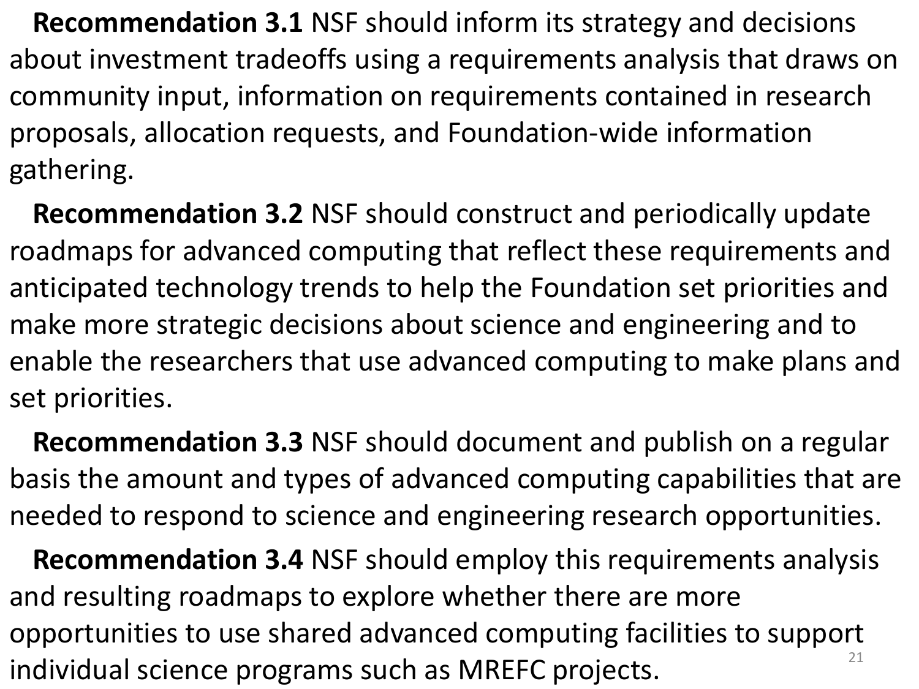**Recommendation 3.1** NSF should inform its strategy and decisions about investment tradeoffs using a requirements analysis that draws on community input, information on requirements contained in research proposals, allocation requests, and Foundation-wide information gathering.

**Recommendation 3.2** NSF should construct and periodically update roadmaps for advanced computing that reflect these requirements and anticipated technology trends to help the Foundation set priorities and make more strategic decisions about science and engineering and to enable the researchers that use advanced computing to make plans and set priorities.

**Recommendation 3.3** NSF should document and publish on a regular basis the amount and types of advanced computing capabilities that are needed to respond to science and engineering research opportunities.

**Recommendation 3.4** NSF should employ this requirements analysis and resulting roadmaps to explore whether there are more opportunities to use shared advanced computing facilities to support individual science programs such as MREFC projects.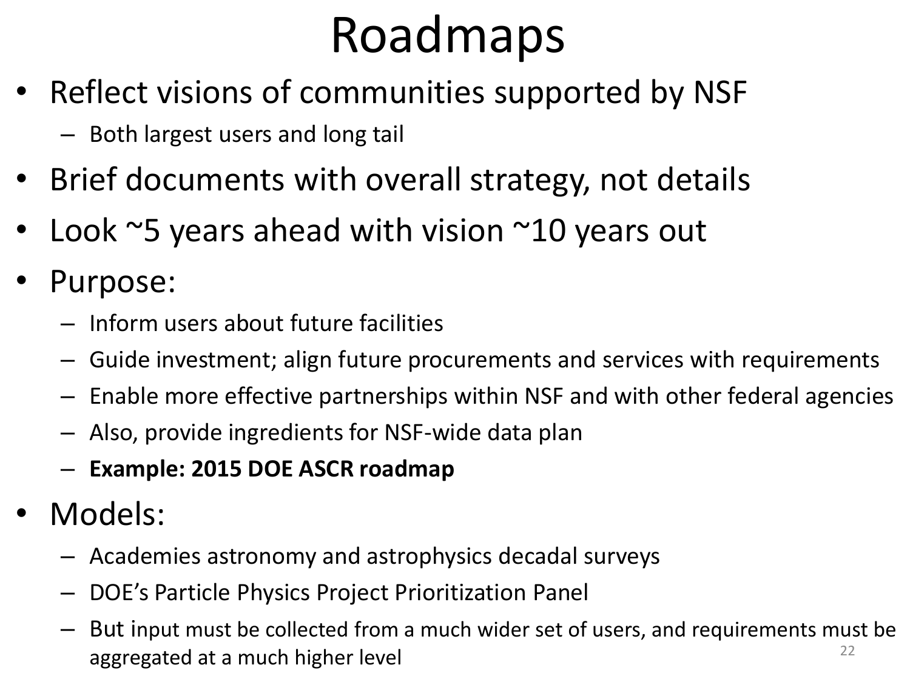# Roadmaps

- Reflect visions of communities supported by NSF
  - Both largest users and long tail
- Brief documents with overall strategy, not details
- Look ~5 years ahead with vision ~10 years out
- Purpose:
  - Inform users about future facilities
  - Guide investment; align future procurements and services with requirements
  - Enable more effective partnerships within NSF and with other federal agencies
  - Also, provide ingredients for NSF-wide data plan
  - **Example: 2015 DOE ASCR roadmap**
- Models:
  - Academies astronomy and astrophysics decadal surveys
  - DOE's Particle Physics Project Prioritization Panel
  - But input must be collected from a much wider set of users, and requirements must be aggregated at a much higher level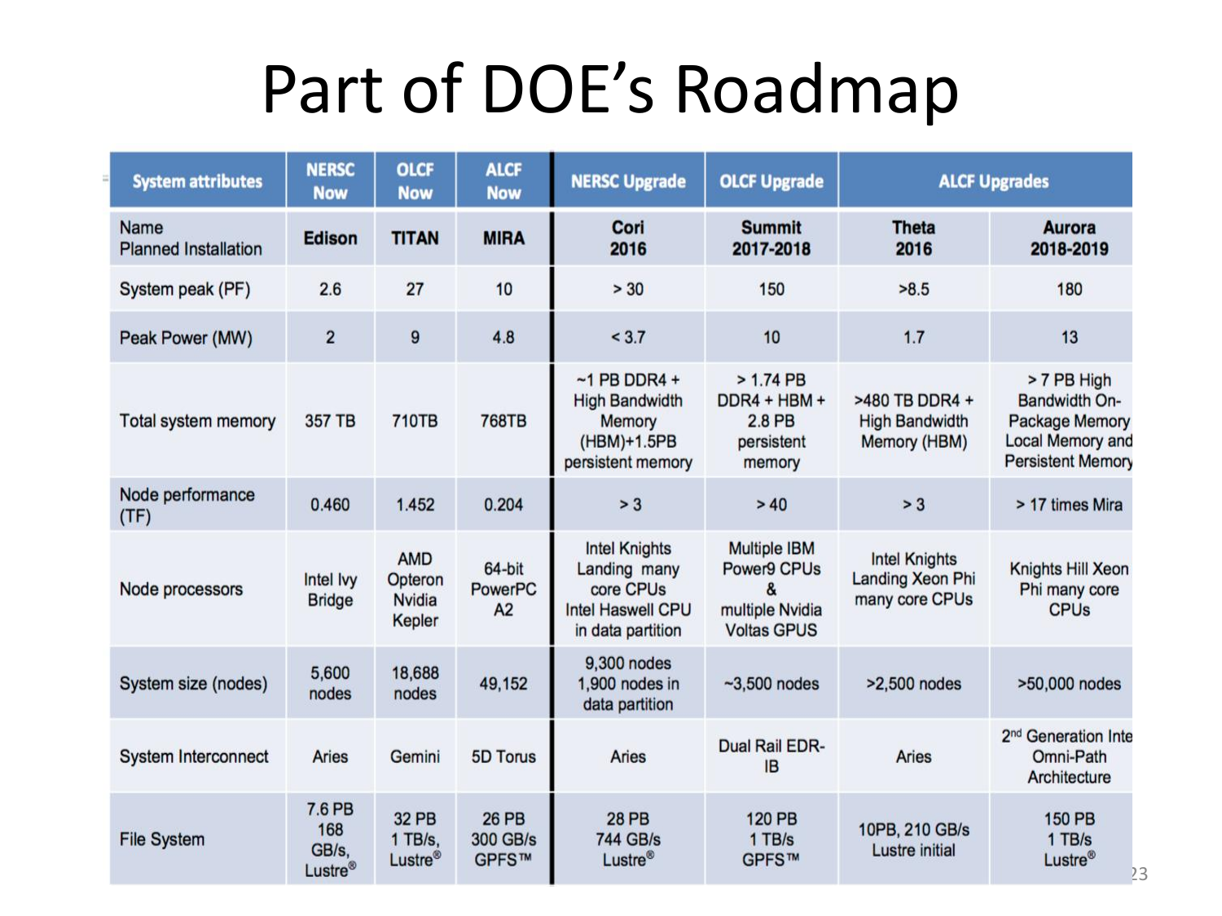# Part of DOE's Roadmap

| System attributes | NERSC Now | OLCF Now | ALCF Now | NERSC Upgrade | OLCF Upgrade | ALCF Upgrades | |
|---|---|---|---|---|---|---|---|
| Name Planned Installation | **Edison** | **TITAN** | **MIRA** | **Cori 2016** | **Summit 2017-2018** | **Theta 2016** | **Aurora 2018-2019** |
| System peak (PF) | 2.6 | 27 | 10 | > 30 | 150 | >8.5 | 180 |
| Peak Power (MW) | 2 | 9 | 4.8 | < 3.7 | 10 | 1.7 | 13 |
| Total system memory | 357 TB | 710TB | 768TB | ~1 PB DDR4 + High Bandwidth Memory (HBM)+1.5PB persistent memory | > 1.74 PB DDR4 + HBM + 2.8 PB persistent memory | >480 TB DDR4 + High Bandwidth Memory (HBM) | > 7 PB High Bandwidth On-Package Memory Local Memory and Persistent Memory |
| Node performance (TF) | 0.460 | 1.452 | 0.204 | > 3 | > 40 | > 3 | > 17 times Mira |
| Node processors | Intel Ivy Bridge | AMD Opteron Nvidia Kepler | 64-bit PowerPC A2 | Intel Knights Landing many core CPUs Intel Haswell CPU in data partition | Multiple IBM Power9 CPUs & multiple Nvidia Voltas GPUS | Intel Knights Landing Xeon Phi many core CPUs | Knights Hill Xeon Phi many core CPUs |
| System size (nodes) | 5,600 nodes | 18,688 nodes | 49,152 | 9,300 nodes 1,900 nodes in data partition | ~3,500 nodes | >2,500 nodes | >50,000 nodes |
| System Interconnect | Aries | Gemini | 5D Torus | Aries | Dual Rail EDR-IB | Aries | 2nd Generation Intel Omni-Path Architecture |
| File System | 7.6 PB 168 GB/s, Lustre® | 32 PB 1 TB/s, Lustre® | 26 PB 300 GB/s GPFS™ | 28 PB 744 GB/s Lustre® | 120 PB 1 TB/s GPFS™ | 10PB, 210 GB/s Lustre initial | 150 PB 1 TB/s Lustre® |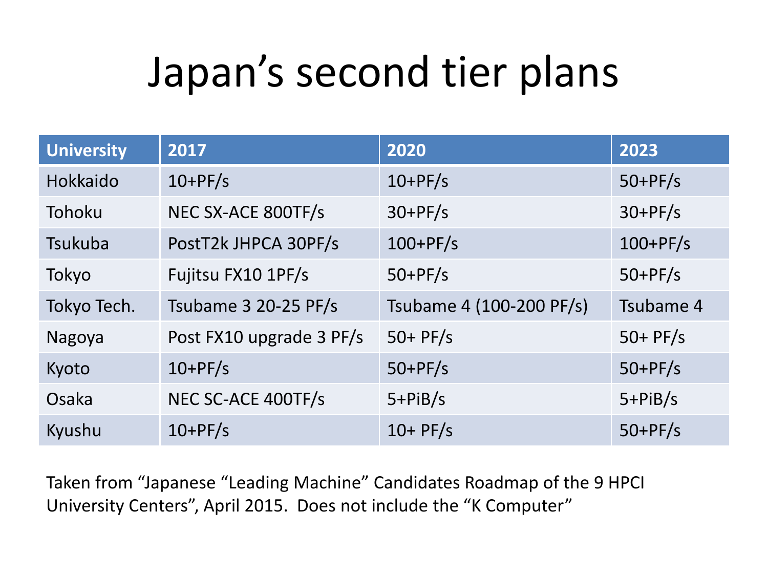# Japan’s second tier plans

| University | 2017 | 2020 | 2023 |
|---|---|---|---|
| Hokkaido | 10+PF/s | 10+PF/s | 50+PF/s |
| Tohoku | NEC SX-ACE 800TF/s | 30+PF/s | 30+PF/s |
| Tsukuba | PostT2k JHPCA 30PF/s | 100+PF/s | 100+PF/s |
| Tokyo | Fujitsu FX10 1PF/s | 50+PF/s | 50+PF/s |
| Tokyo Tech. | Tsubame 3 20-25 PF/s | Tsubame 4 (100-200 PF/s) | Tsubame 4 |
| Nagoya | Post FX10 upgrade 3 PF/s | 50+ PF/s | 50+ PF/s |
| Kyoto | 10+PF/s | 50+PF/s | 50+PF/s |
| Osaka | NEC SC-ACE 400TF/s | 5+PiB/s | 5+PiB/s |
| Kyushu | 10+PF/s | 10+ PF/s | 50+PF/s |

Taken from “Japanese “Leading Machine” Candidates Roadmap of the 9 HPCI University Centers”, April 2015. Does not include the “K Computer”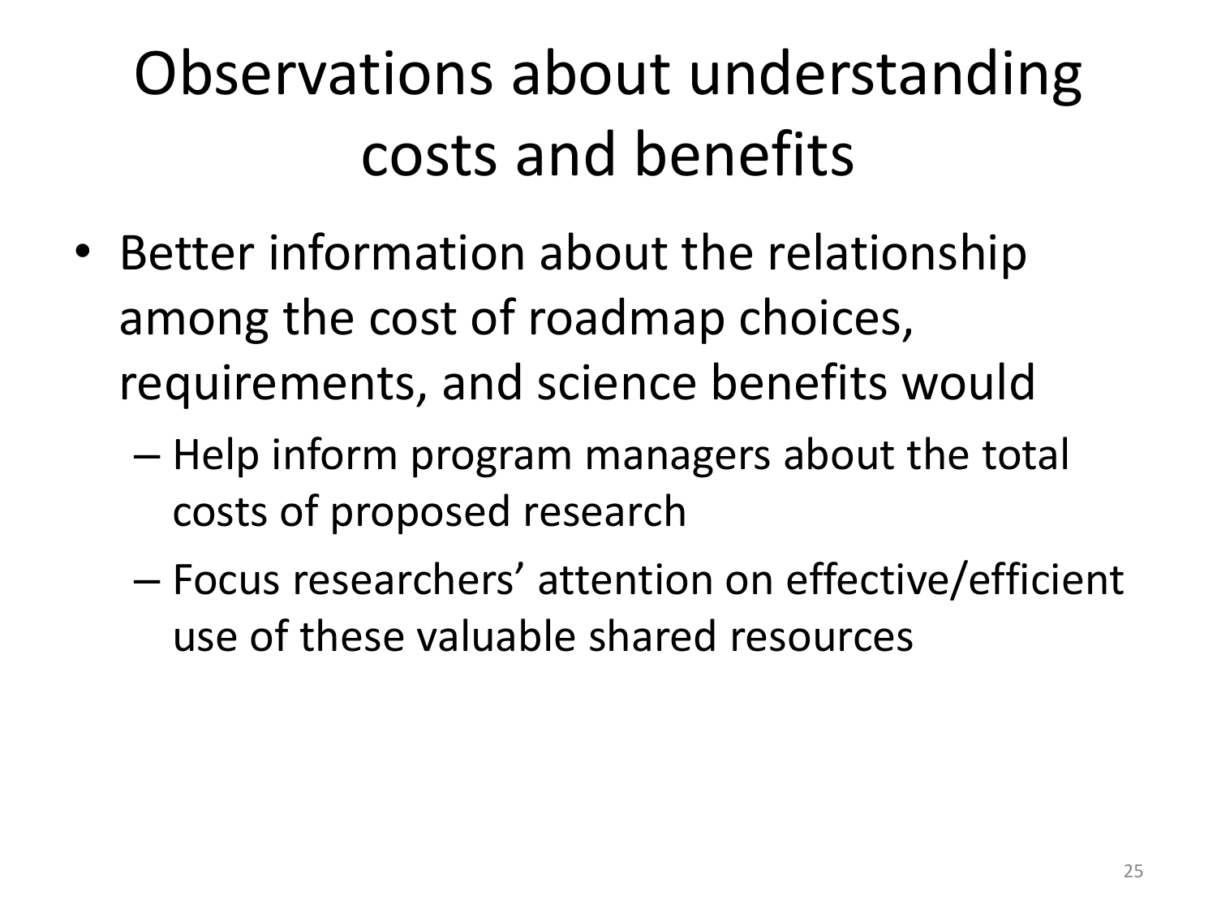# Observations about understanding costs and benefits

- Better information about the relationship among the cost of roadmap choices, requirements, and science benefits would
  - Help inform program managers about the total costs of proposed research
  - Focus researchers' attention on effective/efficient use of these valuable shared resources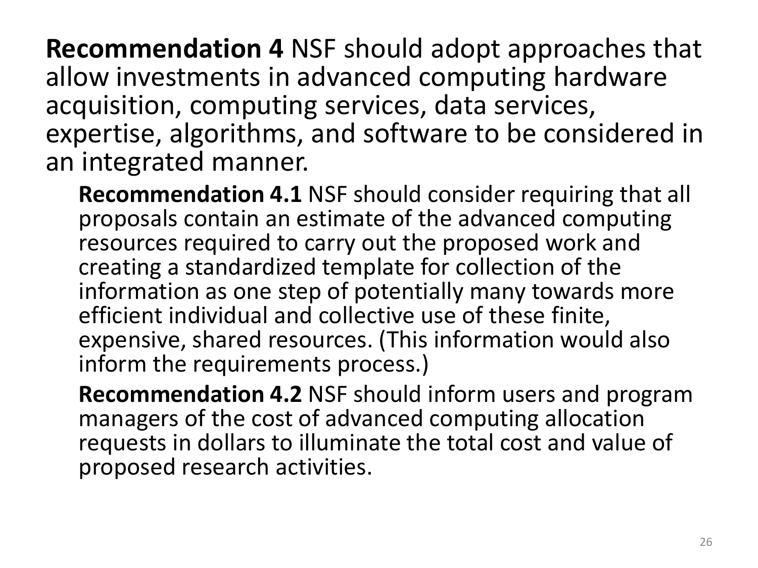**Recommendation 4** NSF should adopt approaches that allow investments in advanced computing hardware acquisition, computing services, data services, expertise, algorithms, and software to be considered in an integrated manner.

**Recommendation 4.1** NSF should consider requiring that all proposals contain an estimate of the advanced computing resources required to carry out the proposed work and creating a standardized template for collection of the information as one step of potentially many towards more efficient individual and collective use of these finite, expensive, shared resources. (This information would also inform the requirements process.)

**Recommendation 4.2** NSF should inform users and program managers of the cost of advanced computing allocation requests in dollars to illuminate the total cost and value of proposed research activities.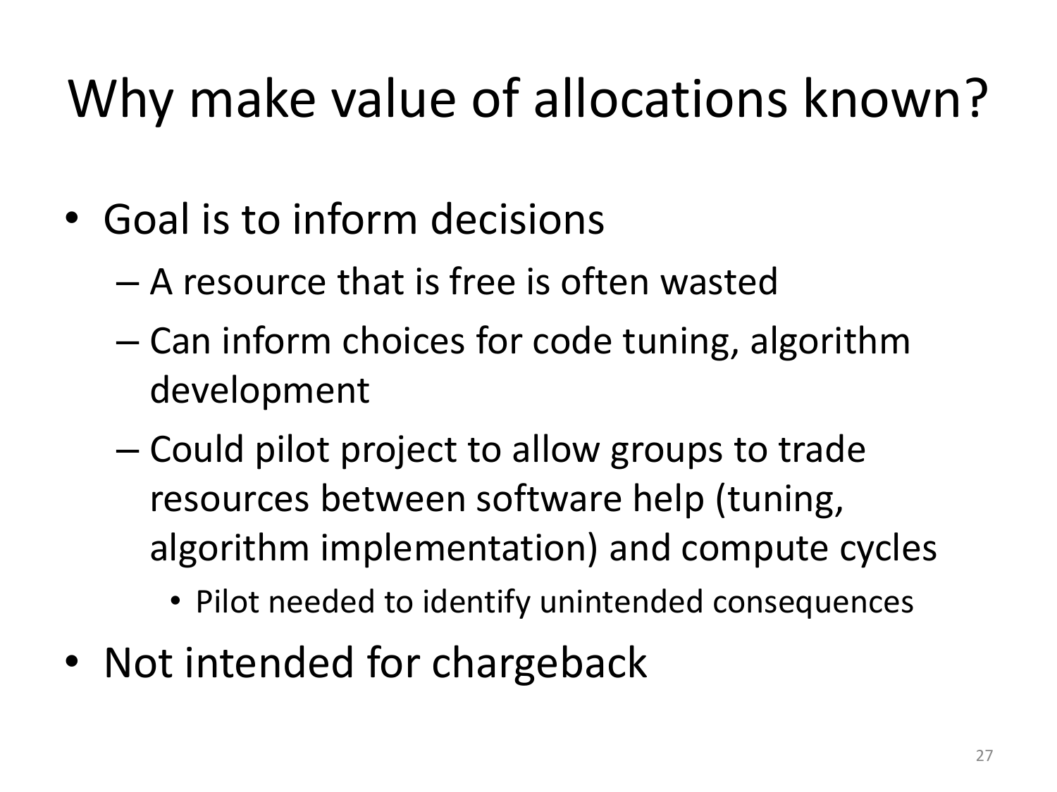# Why make value of allocations known?

- Goal is to inform decisions
  - A resource that is free is often wasted
  - Can inform choices for code tuning, algorithm development
  - Could pilot project to allow groups to trade resources between software help (tuning, algorithm implementation) and compute cycles
    - Pilot needed to identify unintended consequences
- Not intended for chargeback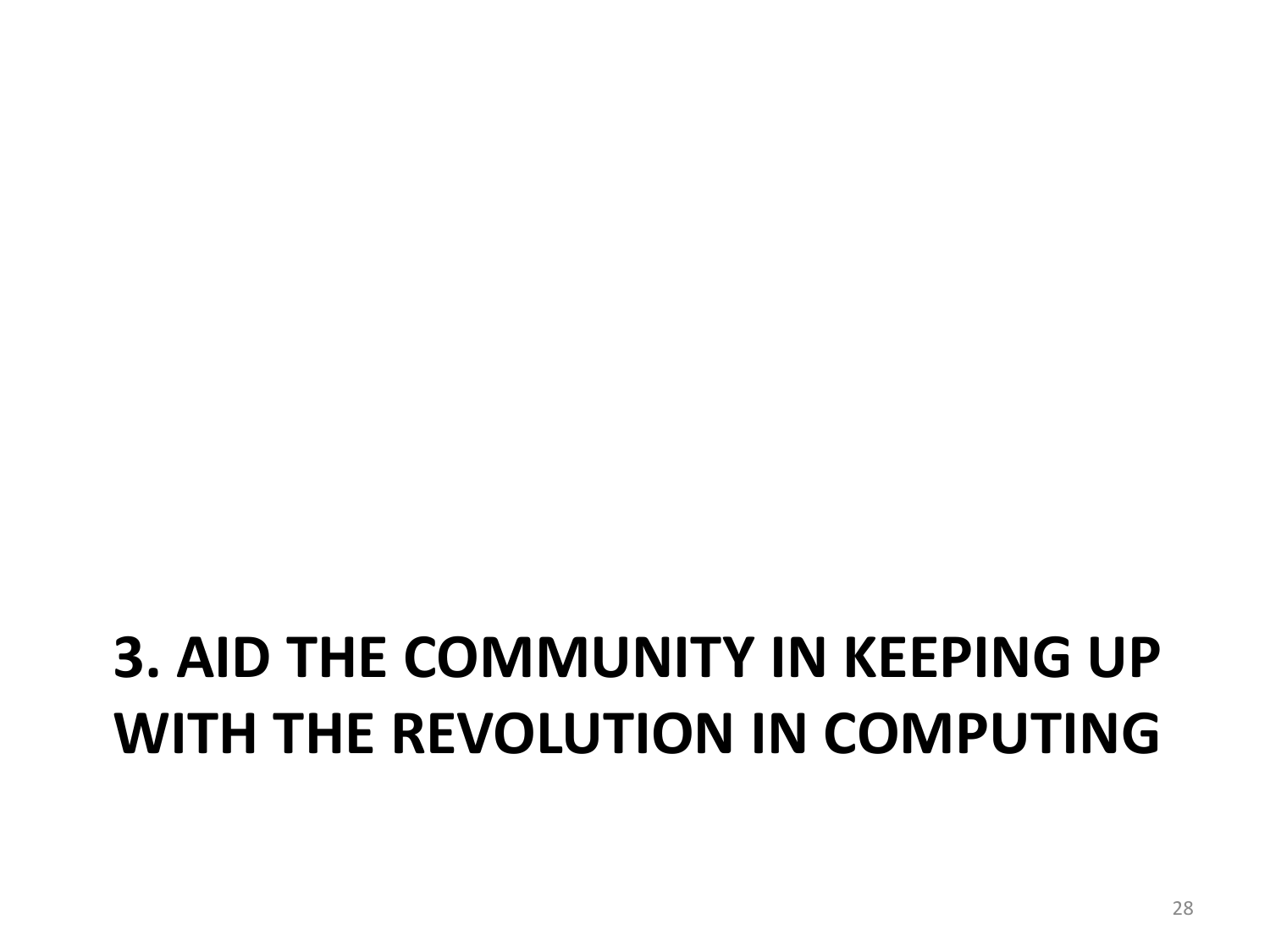# 3. AID THE COMMUNITY IN KEEPING UP WITH THE REVOLUTION IN COMPUTING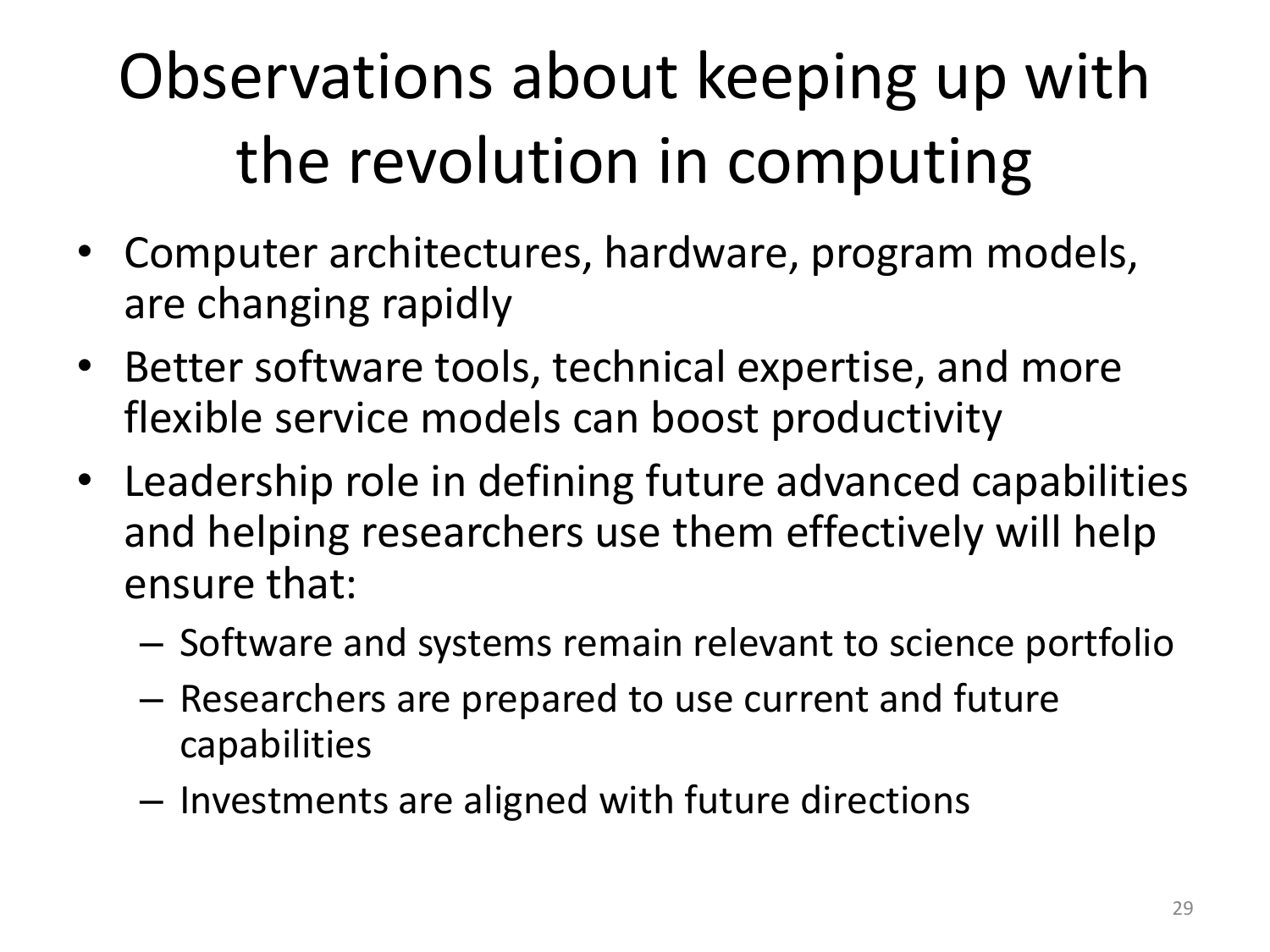# Observations about keeping up with the revolution in computing

- Computer architectures, hardware, program models, are changing rapidly
- Better software tools, technical expertise, and more flexible service models can boost productivity
- Leadership role in defining future advanced capabilities and helping researchers use them effectively will help ensure that:
  - Software and systems remain relevant to science portfolio
  - Researchers are prepared to use current and future capabilities
  - Investments are aligned with future directions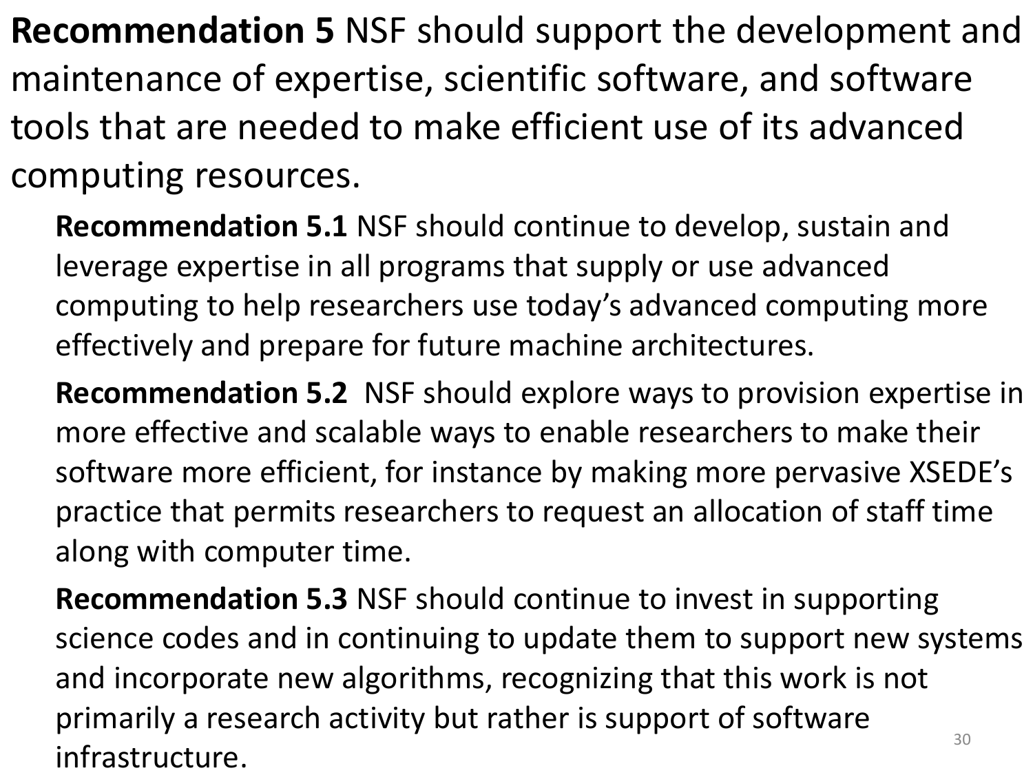**Recommendation 5** NSF should support the development and maintenance of expertise, scientific software, and software tools that are needed to make efficient use of its advanced computing resources.

**Recommendation 5.1** NSF should continue to develop, sustain and leverage expertise in all programs that supply or use advanced computing to help researchers use today's advanced computing more effectively and prepare for future machine architectures.

**Recommendation 5.2** NSF should explore ways to provision expertise in more effective and scalable ways to enable researchers to make their software more efficient, for instance by making more pervasive XSEDE's practice that permits researchers to request an allocation of staff time along with computer time.

**Recommendation 5.3** NSF should continue to invest in supporting science codes and in continuing to update them to support new systems and incorporate new algorithms, recognizing that this work is not primarily a research activity but rather is support of software infrastructure.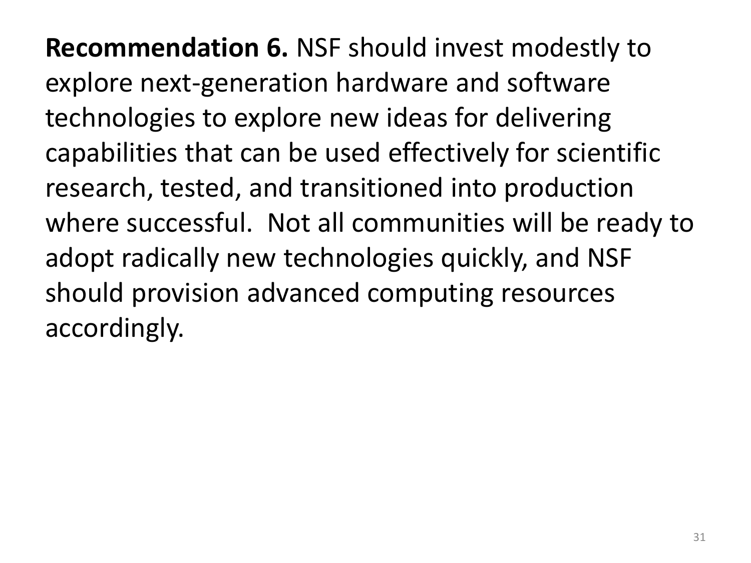**Recommendation 6.** NSF should invest modestly to explore next-generation hardware and software technologies to explore new ideas for delivering capabilities that can be used effectively for scientific research, tested, and transitioned into production where successful. Not all communities will be ready to adopt radically new technologies quickly, and NSF should provision advanced computing resources accordingly.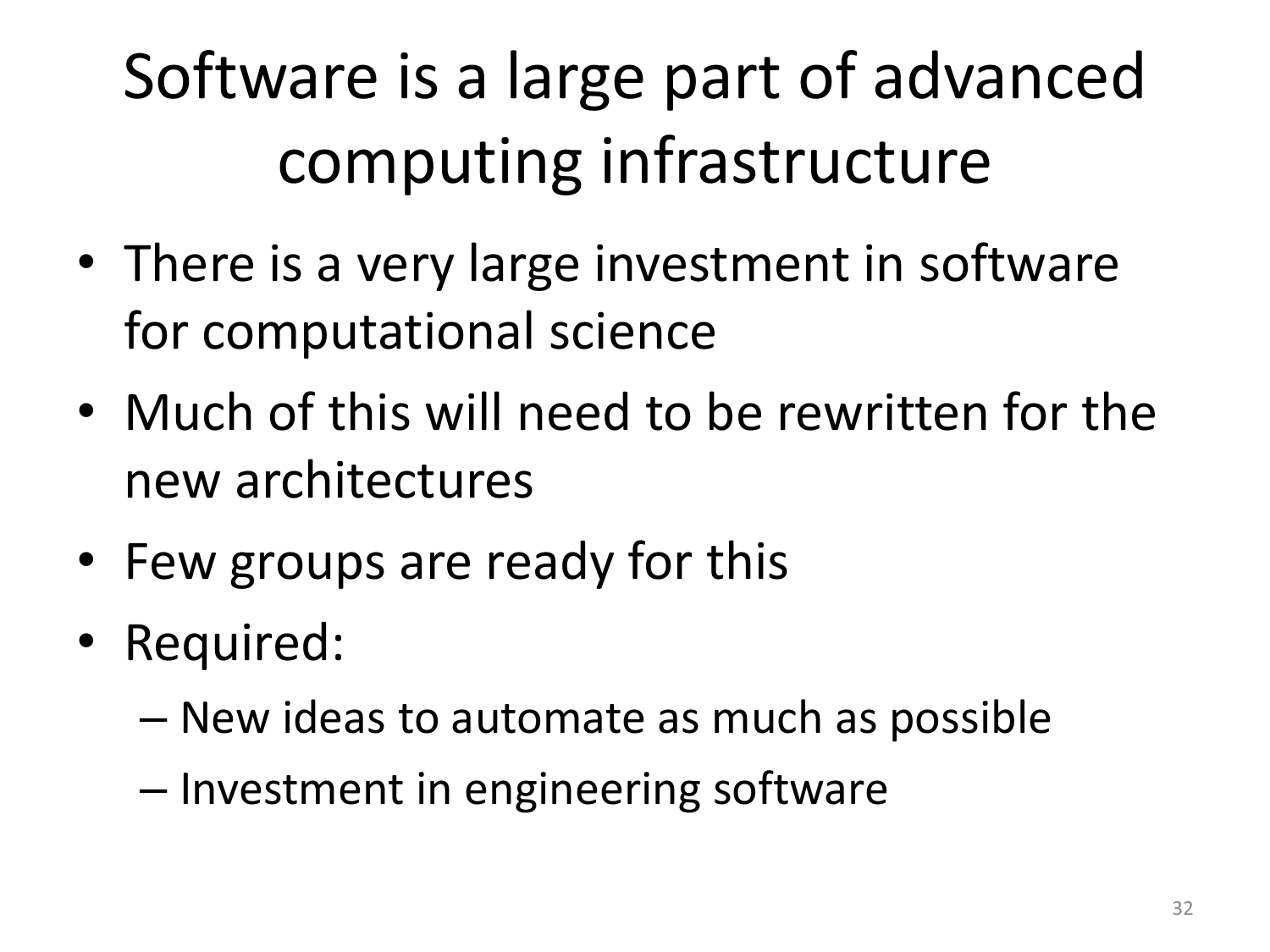# Software is a large part of advanced computing infrastructure

- There is a very large investment in software for computational science
- Much of this will need to be rewritten for the new architectures
- Few groups are ready for this
- Required:
  - New ideas to automate as much as possible
  - Investment in engineering software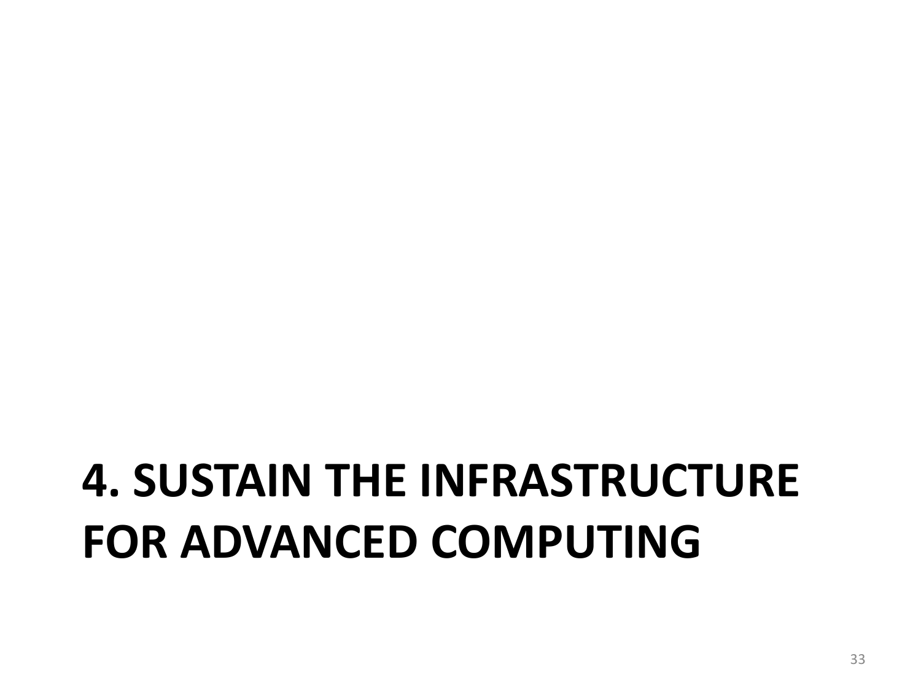# 4. SUSTAIN THE INFRASTRUCTURE FOR ADVANCED COMPUTING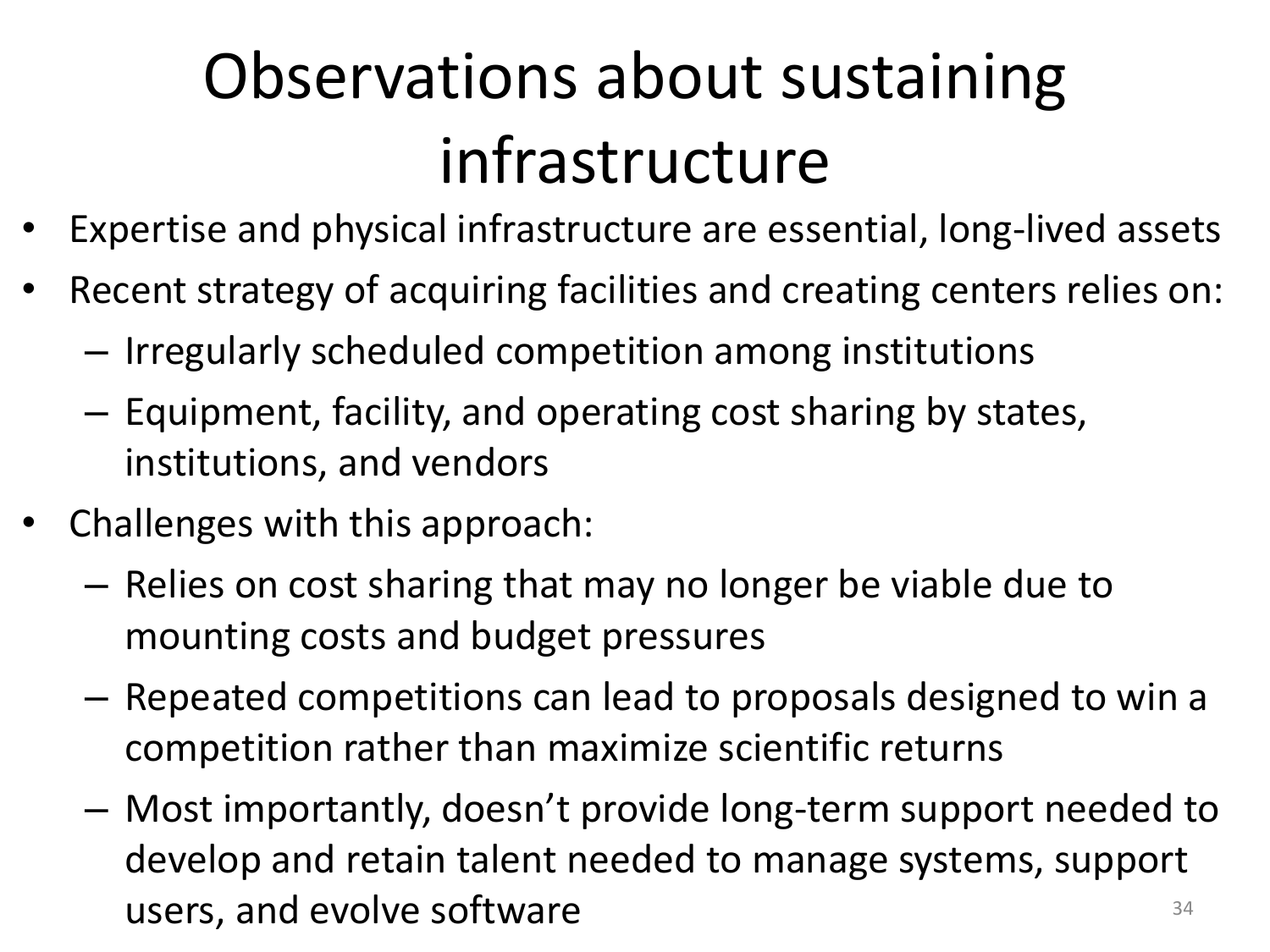# Observations about sustaining infrastructure

- Expertise and physical infrastructure are essential, long-lived assets
- Recent strategy of acquiring facilities and creating centers relies on:
  - Irregularly scheduled competition among institutions
  - Equipment, facility, and operating cost sharing by states, institutions, and vendors
- Challenges with this approach:
  - Relies on cost sharing that may no longer be viable due to mounting costs and budget pressures
  - Repeated competitions can lead to proposals designed to win a competition rather than maximize scientific returns
  - Most importantly, doesn't provide long-term support needed to develop and retain talent needed to manage systems, support users, and evolve software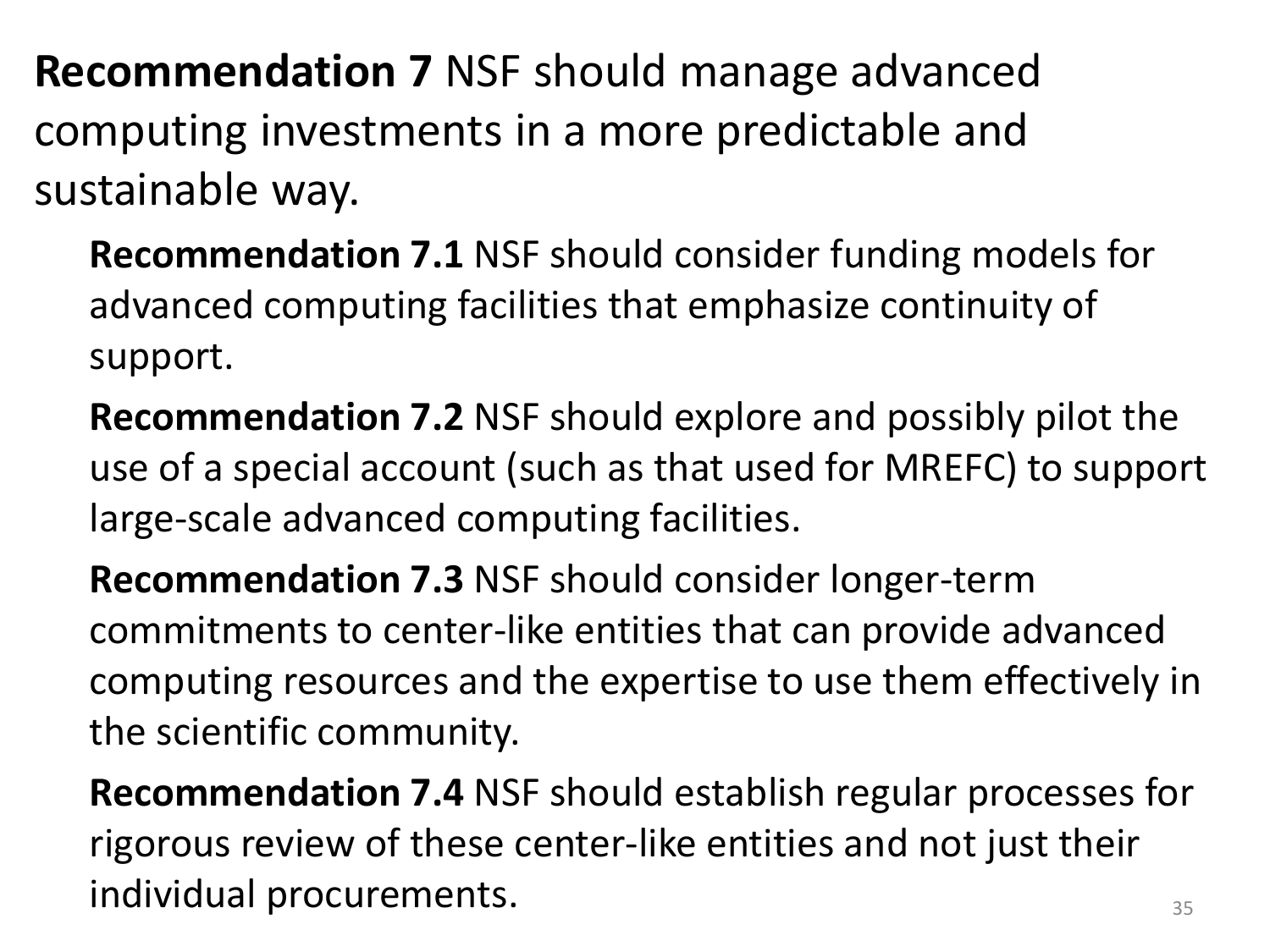**Recommendation 7** NSF should manage advanced computing investments in a more predictable and sustainable way.

- **Recommendation 7.1** NSF should consider funding models for advanced computing facilities that emphasize continuity of support.
- **Recommendation 7.2** NSF should explore and possibly pilot the use of a special account (such as that used for MREFC) to support large-scale advanced computing facilities.
- **Recommendation 7.3** NSF should consider longer-term commitments to center-like entities that can provide advanced computing resources and the expertise to use them effectively in the scientific community.
- **Recommendation 7.4** NSF should establish regular processes for rigorous review of these center-like entities and not just their individual procurements.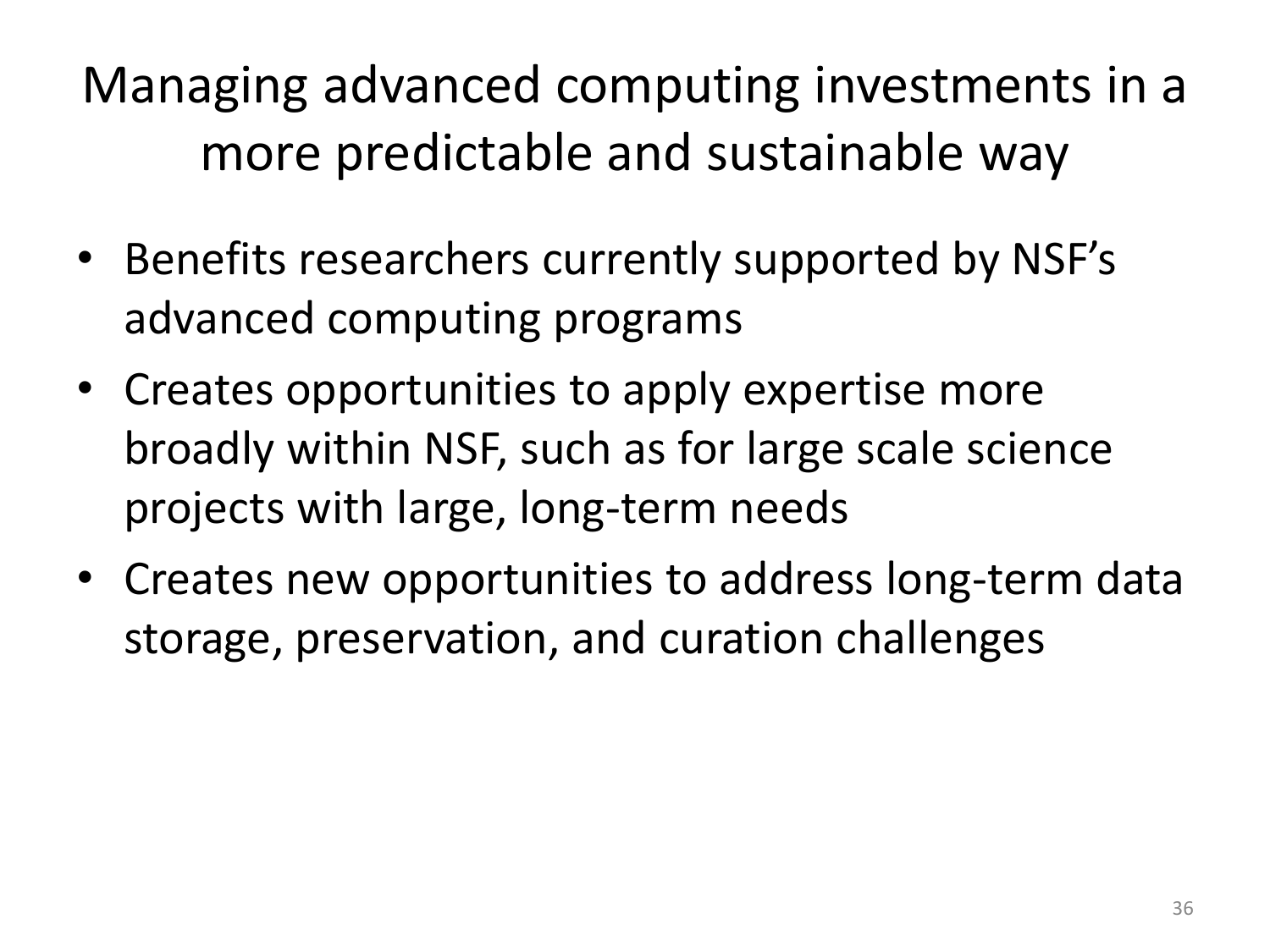# Managing advanced computing investments in a more predictable and sustainable way

- Benefits researchers currently supported by NSF's advanced computing programs
- Creates opportunities to apply expertise more broadly within NSF, such as for large scale science projects with large, long-term needs
- Creates new opportunities to address long-term data storage, preservation, and curation challenges